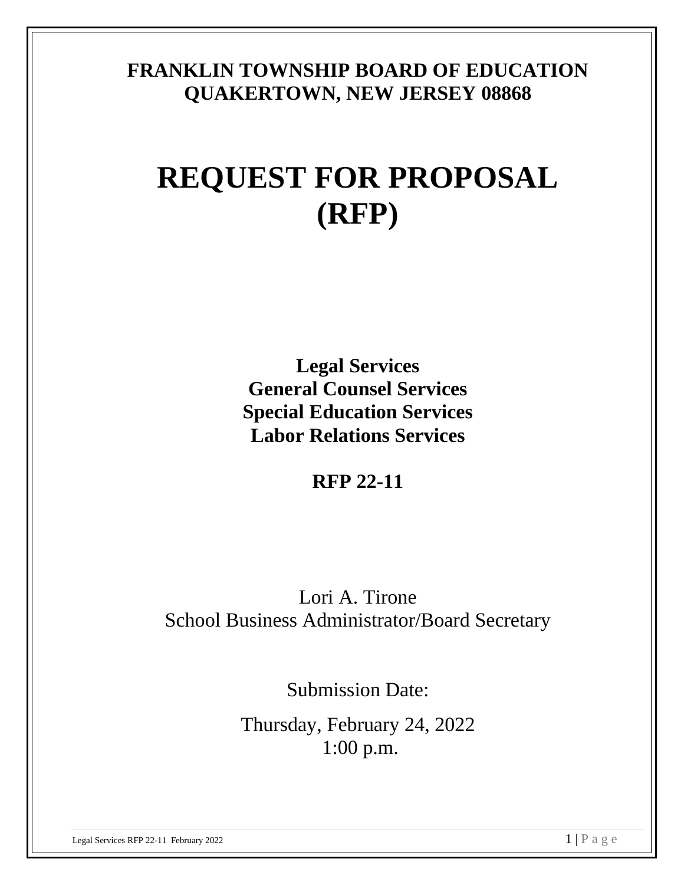**FRANKLIN TOWNSHIP BOARD OF EDUCATION**
**QUAKERTOWN, NEW JERSEY 08868**

# REQUEST FOR PROPOSAL (RFP)

**Legal Services**
**General Counsel Services**
**Special Education Services**
**Labor Relations Services**

**RFP 22-11**

Lori A. Tirone
School Business Administrator/Board Secretary

Submission Date:

Thursday, February 24, 2022
1:00 p.m.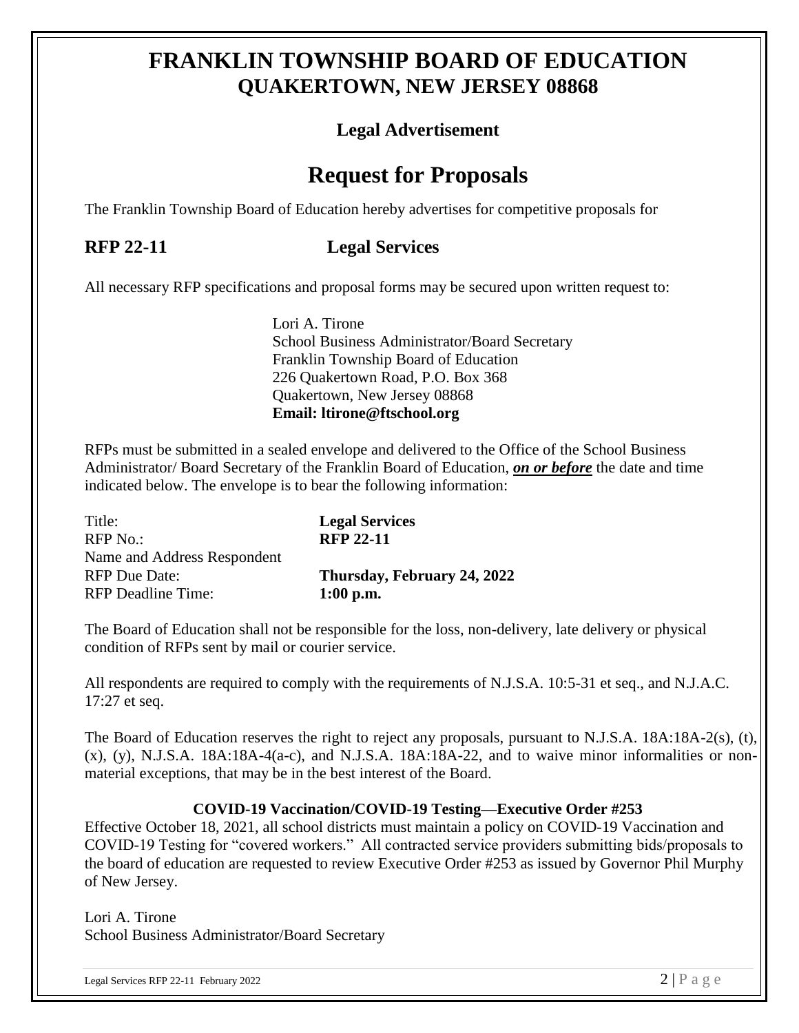# FRANKLIN TOWNSHIP BOARD OF EDUCATION
## QUAKERTOWN, NEW JERSEY 08868

### Legal Advertisement

# Request for Proposals

The Franklin Township Board of Education hereby advertises for competitive proposals for

## RFP 22-11 Legal Services

All necessary RFP specifications and proposal forms may be secured upon written request to:

Lori A. Tirone  
School Business Administrator/Board Secretary  
Franklin Township Board of Education  
226 Quakertown Road, P.O. Box 368  
Quakertown, New Jersey 08868  
**Email: ltirone@ftschool.org**

RFPs must be submitted in a sealed envelope and delivered to the Office of the School Business Administrator/ Board Secretary of the Franklin Board of Education, ***on or before*** the date and time indicated below. The envelope is to bear the following information:

| | |
|---|---|
| Title: | **Legal Services** |
| RFP No.: | **RFP 22-11** |
| Name and Address Respondent | |
| RFP Due Date: | **Thursday, February 24, 2022** |
| RFP Deadline Time: | **1:00 p.m.** |

The Board of Education shall not be responsible for the loss, non-delivery, late delivery or physical condition of RFPs sent by mail or courier service.

All respondents are required to comply with the requirements of N.J.S.A. 10:5-31 et seq., and N.J.A.C. 17:27 et seq.

The Board of Education reserves the right to reject any proposals, pursuant to N.J.S.A. 18A:18A-2(s), (t), (x), (y), N.J.S.A. 18A:18A-4(a-c), and N.J.S.A. 18A:18A-22, and to waive minor informalities or non-material exceptions, that may be in the best interest of the Board.

**COVID-19 Vaccination/COVID-19 Testing—Executive Order #253**

Effective October 18, 2021, all school districts must maintain a policy on COVID-19 Vaccination and COVID-19 Testing for "covered workers." All contracted service providers submitting bids/proposals to the board of education are requested to review Executive Order #253 as issued by Governor Phil Murphy of New Jersey.

Lori A. Tirone  
School Business Administrator/Board Secretary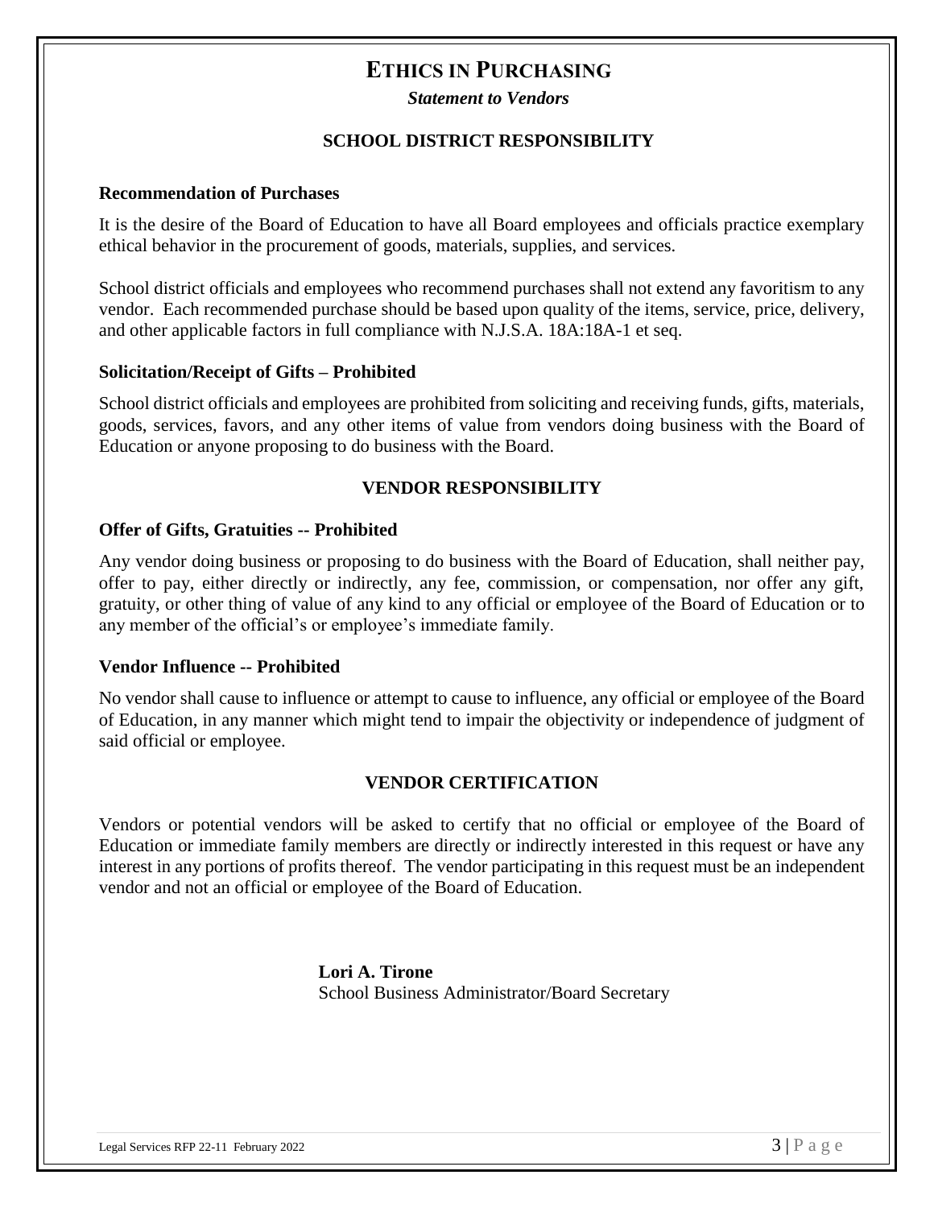# ETHICS IN PURCHASING

***Statement to Vendors***

## SCHOOL DISTRICT RESPONSIBILITY

### Recommendation of Purchases

It is the desire of the Board of Education to have all Board employees and officials practice exemplary ethical behavior in the procurement of goods, materials, supplies, and services.

School district officials and employees who recommend purchases shall not extend any favoritism to any vendor. Each recommended purchase should be based upon quality of the items, service, price, delivery, and other applicable factors in full compliance with N.J.S.A. 18A:18A-1 et seq.

### Solicitation/Receipt of Gifts – Prohibited

School district officials and employees are prohibited from soliciting and receiving funds, gifts, materials, goods, services, favors, and any other items of value from vendors doing business with the Board of Education or anyone proposing to do business with the Board.

## VENDOR RESPONSIBILITY

### Offer of Gifts, Gratuities -- Prohibited

Any vendor doing business or proposing to do business with the Board of Education, shall neither pay, offer to pay, either directly or indirectly, any fee, commission, or compensation, nor offer any gift, gratuity, or other thing of value of any kind to any official or employee of the Board of Education or to any member of the official's or employee's immediate family.

### Vendor Influence -- Prohibited

No vendor shall cause to influence or attempt to cause to influence, any official or employee of the Board of Education, in any manner which might tend to impair the objectivity or independence of judgment of said official or employee.

## VENDOR CERTIFICATION

Vendors or potential vendors will be asked to certify that no official or employee of the Board of Education or immediate family members are directly or indirectly interested in this request or have any interest in any portions of profits thereof. The vendor participating in this request must be an independent vendor and not an official or employee of the Board of Education.

**Lori A. Tirone**
School Business Administrator/Board Secretary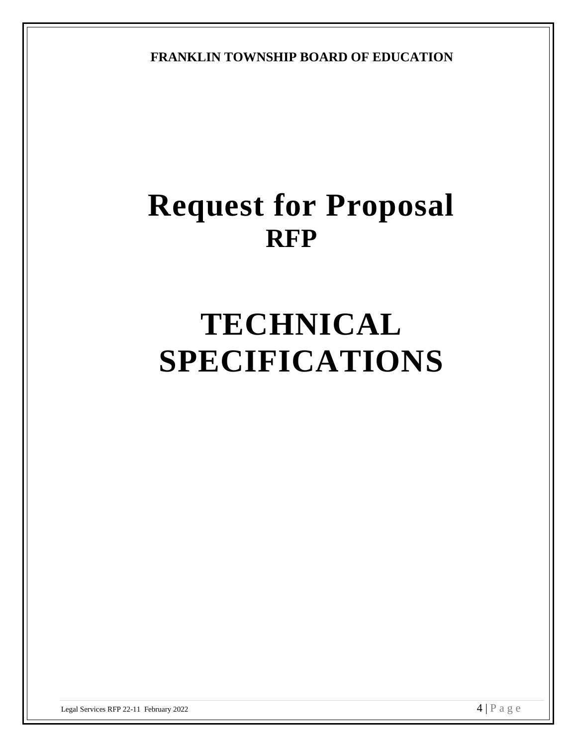**FRANKLIN TOWNSHIP BOARD OF EDUCATION**

# Request for Proposal

## RFP

# TECHNICAL SPECIFICATIONS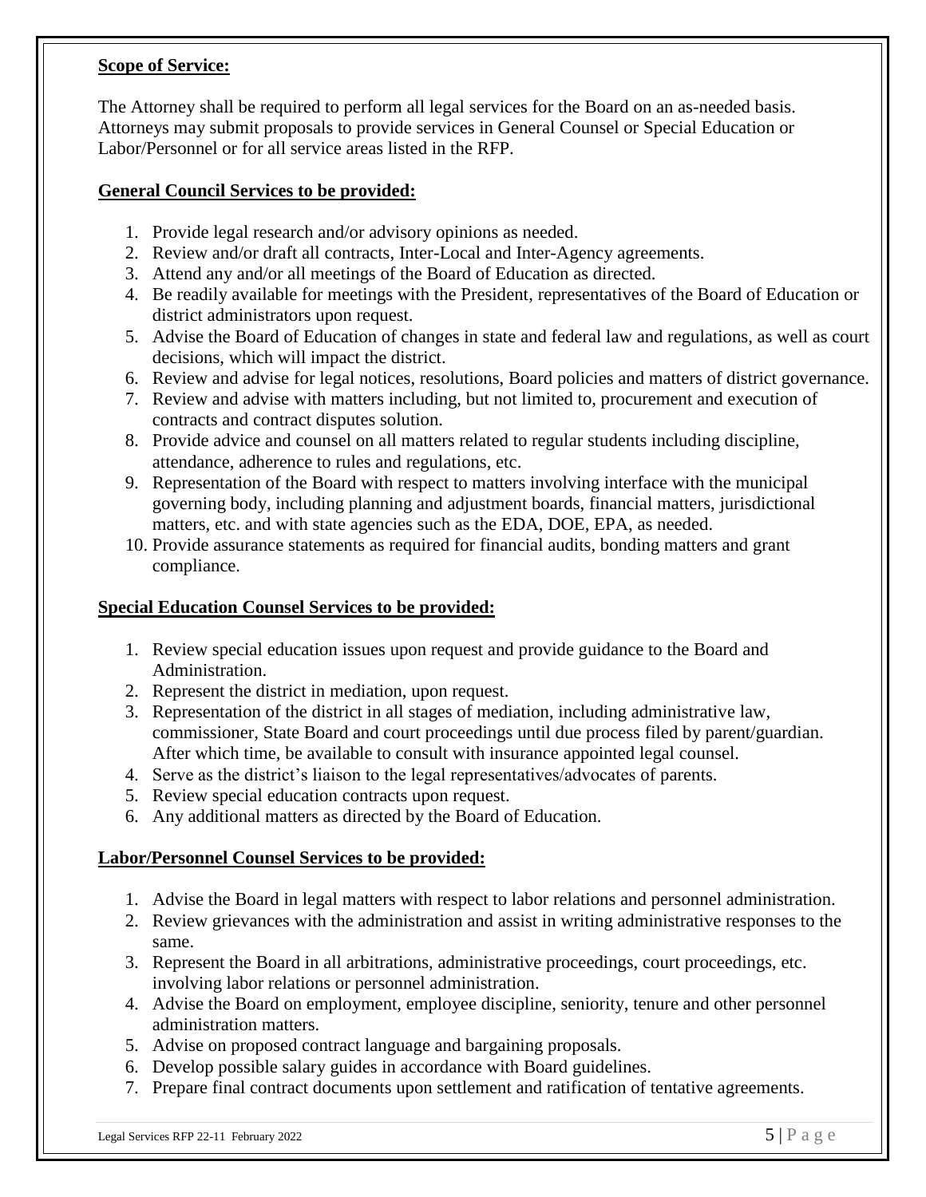**Scope of Service:**

The Attorney shall be required to perform all legal services for the Board on an as-needed basis. Attorneys may submit proposals to provide services in General Counsel or Special Education or Labor/Personnel or for all service areas listed in the RFP.

**General Council Services to be provided:**

1. Provide legal research and/or advisory opinions as needed.
2. Review and/or draft all contracts, Inter-Local and Inter-Agency agreements.
3. Attend any and/or all meetings of the Board of Education as directed.
4. Be readily available for meetings with the President, representatives of the Board of Education or district administrators upon request.
5. Advise the Board of Education of changes in state and federal law and regulations, as well as court decisions, which will impact the district.
6. Review and advise for legal notices, resolutions, Board policies and matters of district governance.
7. Review and advise with matters including, but not limited to, procurement and execution of contracts and contract disputes solution.
8. Provide advice and counsel on all matters related to regular students including discipline, attendance, adherence to rules and regulations, etc.
9. Representation of the Board with respect to matters involving interface with the municipal governing body, including planning and adjustment boards, financial matters, jurisdictional matters, etc. and with state agencies such as the EDA, DOE, EPA, as needed.
10. Provide assurance statements as required for financial audits, bonding matters and grant compliance.

**Special Education Counsel Services to be provided:**

1. Review special education issues upon request and provide guidance to the Board and Administration.
2. Represent the district in mediation, upon request.
3. Representation of the district in all stages of mediation, including administrative law, commissioner, State Board and court proceedings until due process filed by parent/guardian. After which time, be available to consult with insurance appointed legal counsel.
4. Serve as the district's liaison to the legal representatives/advocates of parents.
5. Review special education contracts upon request.
6. Any additional matters as directed by the Board of Education.

**Labor/Personnel Counsel Services to be provided:**

1. Advise the Board in legal matters with respect to labor relations and personnel administration.
2. Review grievances with the administration and assist in writing administrative responses to the same.
3. Represent the Board in all arbitrations, administrative proceedings, court proceedings, etc. involving labor relations or personnel administration.
4. Advise the Board on employment, employee discipline, seniority, tenure and other personnel administration matters.
5. Advise on proposed contract language and bargaining proposals.
6. Develop possible salary guides in accordance with Board guidelines.
7. Prepare final contract documents upon settlement and ratification of tentative agreements.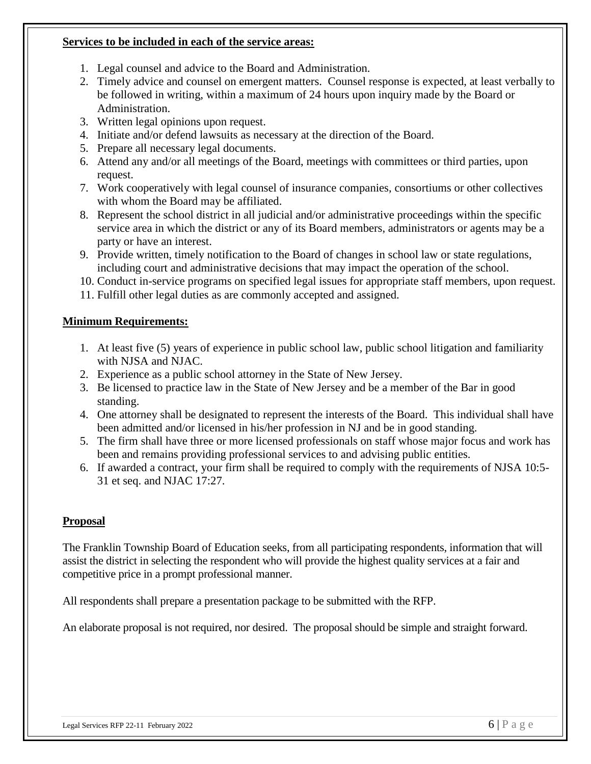**Services to be included in each of the service areas:**

1. Legal counsel and advice to the Board and Administration.
2. Timely advice and counsel on emergent matters. Counsel response is expected, at least verbally to be followed in writing, within a maximum of 24 hours upon inquiry made by the Board or Administration.
3. Written legal opinions upon request.
4. Initiate and/or defend lawsuits as necessary at the direction of the Board.
5. Prepare all necessary legal documents.
6. Attend any and/or all meetings of the Board, meetings with committees or third parties, upon request.
7. Work cooperatively with legal counsel of insurance companies, consortiums or other collectives with whom the Board may be affiliated.
8. Represent the school district in all judicial and/or administrative proceedings within the specific service area in which the district or any of its Board members, administrators or agents may be a party or have an interest.
9. Provide written, timely notification to the Board of changes in school law or state regulations, including court and administrative decisions that may impact the operation of the school.
10. Conduct in-service programs on specified legal issues for appropriate staff members, upon request.
11. Fulfill other legal duties as are commonly accepted and assigned.

**Minimum Requirements:**

1. At least five (5) years of experience in public school law, public school litigation and familiarity with NJSA and NJAC.
2. Experience as a public school attorney in the State of New Jersey.
3. Be licensed to practice law in the State of New Jersey and be a member of the Bar in good standing.
4. One attorney shall be designated to represent the interests of the Board. This individual shall have been admitted and/or licensed in his/her profession in NJ and be in good standing.
5. The firm shall have three or more licensed professionals on staff whose major focus and work has been and remains providing professional services to and advising public entities.
6. If awarded a contract, your firm shall be required to comply with the requirements of NJSA 10:5-31 et seq. and NJAC 17:27.

**Proposal**

The Franklin Township Board of Education seeks, from all participating respondents, information that will assist the district in selecting the respondent who will provide the highest quality services at a fair and competitive price in a prompt professional manner.

All respondents shall prepare a presentation package to be submitted with the RFP.

An elaborate proposal is not required, nor desired. The proposal should be simple and straight forward.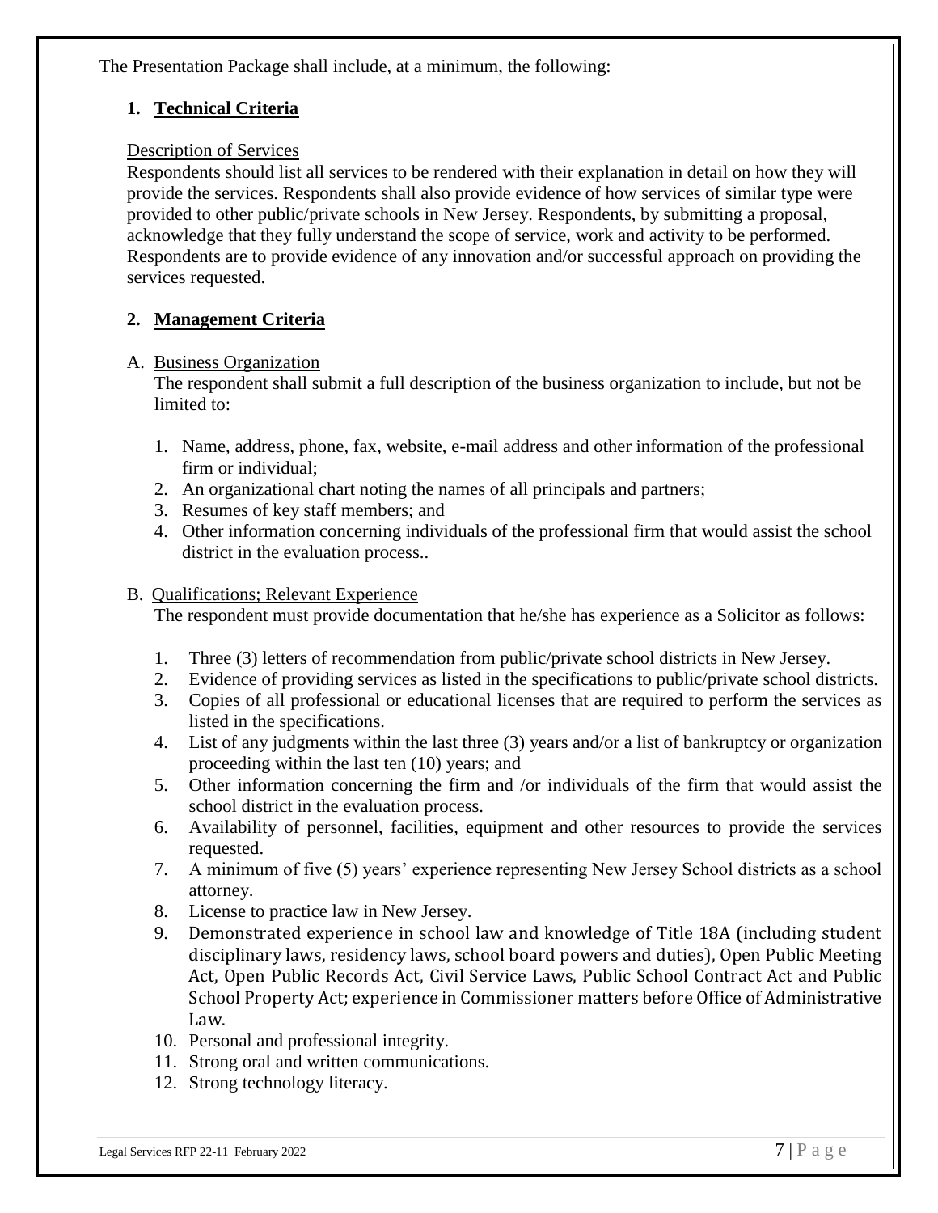The Presentation Package shall include, at a minimum, the following:

## 1. Technical Criteria

Description of Services

Respondents should list all services to be rendered with their explanation in detail on how they will provide the services. Respondents shall also provide evidence of how services of similar type were provided to other public/private schools in New Jersey. Respondents, by submitting a proposal, acknowledge that they fully understand the scope of service, work and activity to be performed. Respondents are to provide evidence of any innovation and/or successful approach on providing the services requested.

## 2. Management Criteria

A. Business Organization

The respondent shall submit a full description of the business organization to include, but not be limited to:

1. Name, address, phone, fax, website, e-mail address and other information of the professional firm or individual;
2. An organizational chart noting the names of all principals and partners;
3. Resumes of key staff members; and
4. Other information concerning individuals of the professional firm that would assist the school district in the evaluation process..

B. Qualifications; Relevant Experience

The respondent must provide documentation that he/she has experience as a Solicitor as follows:

1. Three (3) letters of recommendation from public/private school districts in New Jersey.
2. Evidence of providing services as listed in the specifications to public/private school districts.
3. Copies of all professional or educational licenses that are required to perform the services as listed in the specifications.
4. List of any judgments within the last three (3) years and/or a list of bankruptcy or organization proceeding within the last ten (10) years; and
5. Other information concerning the firm and /or individuals of the firm that would assist the school district in the evaluation process.
6. Availability of personnel, facilities, equipment and other resources to provide the services requested.
7. A minimum of five (5) years' experience representing New Jersey School districts as a school attorney.
8. License to practice law in New Jersey.
9. Demonstrated experience in school law and knowledge of Title 18A (including student disciplinary laws, residency laws, school board powers and duties), Open Public Meeting Act, Open Public Records Act, Civil Service Laws, Public School Contract Act and Public School Property Act; experience in Commissioner matters before Office of Administrative Law.
10. Personal and professional integrity.
11. Strong oral and written communications.
12. Strong technology literacy.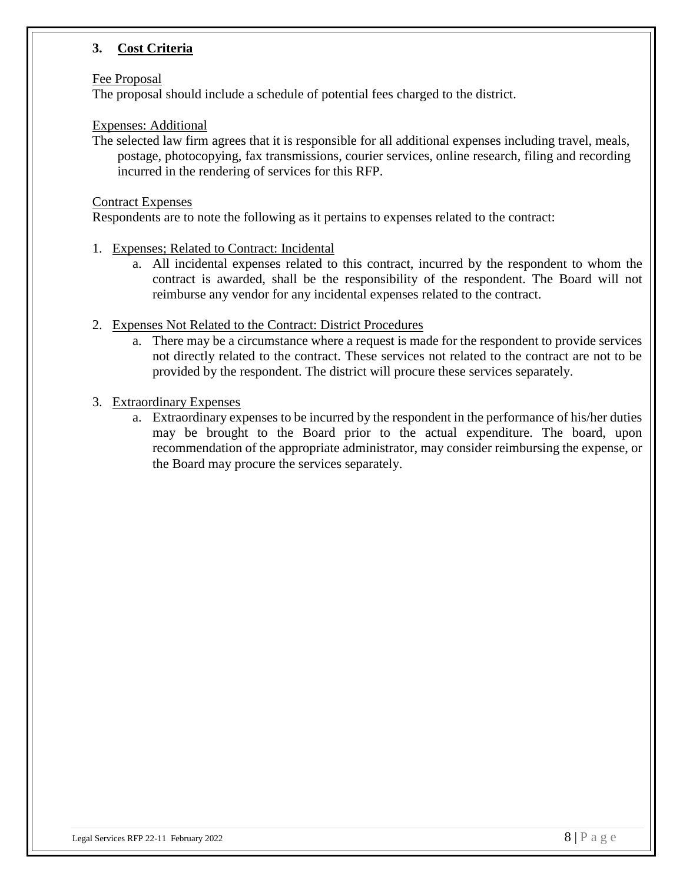### 3. <u>Cost Criteria</u>

<u>Fee Proposal</u>
The proposal should include a schedule of potential fees charged to the district.

<u>Expenses: Additional</u>
The selected law firm agrees that it is responsible for all additional expenses including travel, meals, postage, photocopying, fax transmissions, courier services, online research, filing and recording incurred in the rendering of services for this RFP.

<u>Contract Expenses</u>
Respondents are to note the following as it pertains to expenses related to the contract:

1. <u>Expenses; Related to Contract: Incidental</u>
   a. All incidental expenses related to this contract, incurred by the respondent to whom the contract is awarded, shall be the responsibility of the respondent. The Board will not reimburse any vendor for any incidental expenses related to the contract.

2. <u>Expenses Not Related to the Contract: District Procedures</u>
   a. There may be a circumstance where a request is made for the respondent to provide services not directly related to the contract. These services not related to the contract are not to be provided by the respondent. The district will procure these services separately.

3. <u>Extraordinary Expenses</u>
   a. Extraordinary expenses to be incurred by the respondent in the performance of his/her duties may be brought to the Board prior to the actual expenditure. The board, upon recommendation of the appropriate administrator, may consider reimbursing the expense, or the Board may procure the services separately.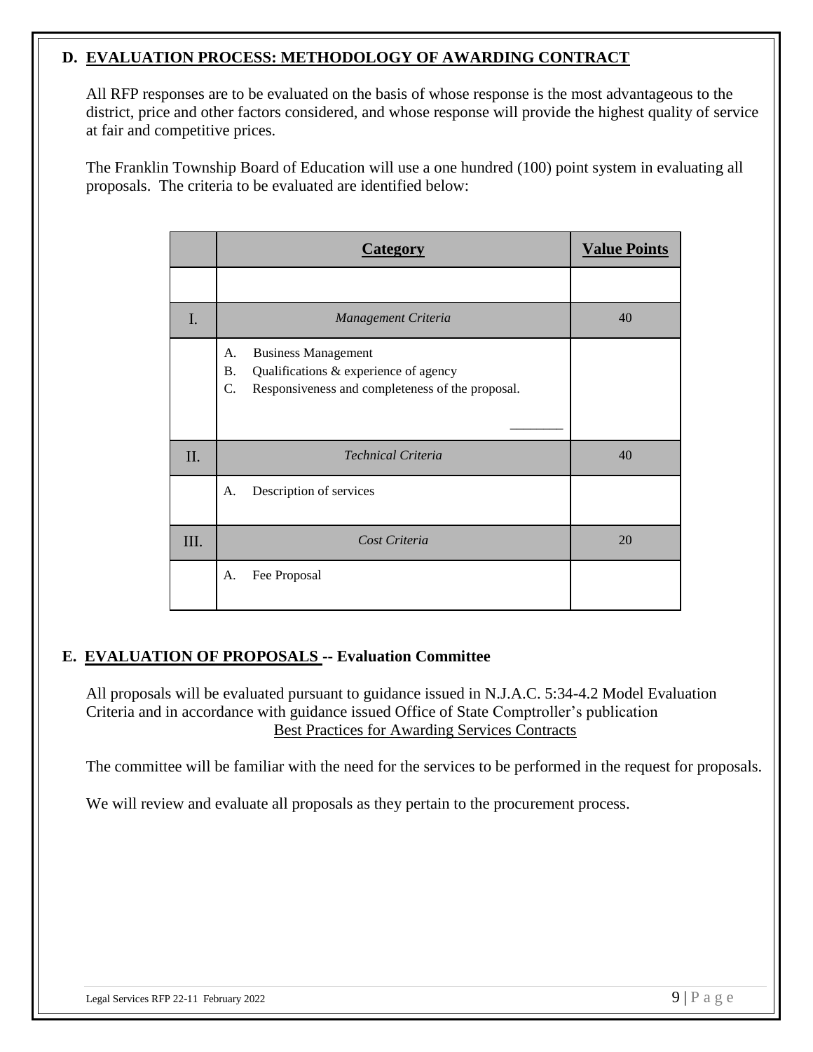## D. EVALUATION PROCESS: METHODOLOGY OF AWARDING CONTRACT

All RFP responses are to be evaluated on the basis of whose response is the most advantageous to the district, price and other factors considered, and whose response will provide the highest quality of service at fair and competitive prices.

The Franklin Township Board of Education will use a one hundred (100) point system in evaluating all proposals. The criteria to be evaluated are identified below:

| | **Category** | **Value Points** |
|---|---|---|
| | | |
| I. | *Management Criteria* | 40 |
| | A. Business Management<br>B. Qualifications & experience of agency<br>C. Responsiveness and completeness of the proposal.<br>________ | |
| II. | *Technical Criteria* | 40 |
| | A. Description of services | |
| III. | *Cost Criteria* | 20 |
| | A. Fee Proposal | |

## E. EVALUATION OF PROPOSALS -- Evaluation Committee

All proposals will be evaluated pursuant to guidance issued in N.J.A.C. 5:34-4.2 Model Evaluation Criteria and in accordance with guidance issued Office of State Comptroller's publication Best Practices for Awarding Services Contracts

The committee will be familiar with the need for the services to be performed in the request for proposals.

We will review and evaluate all proposals as they pertain to the procurement process.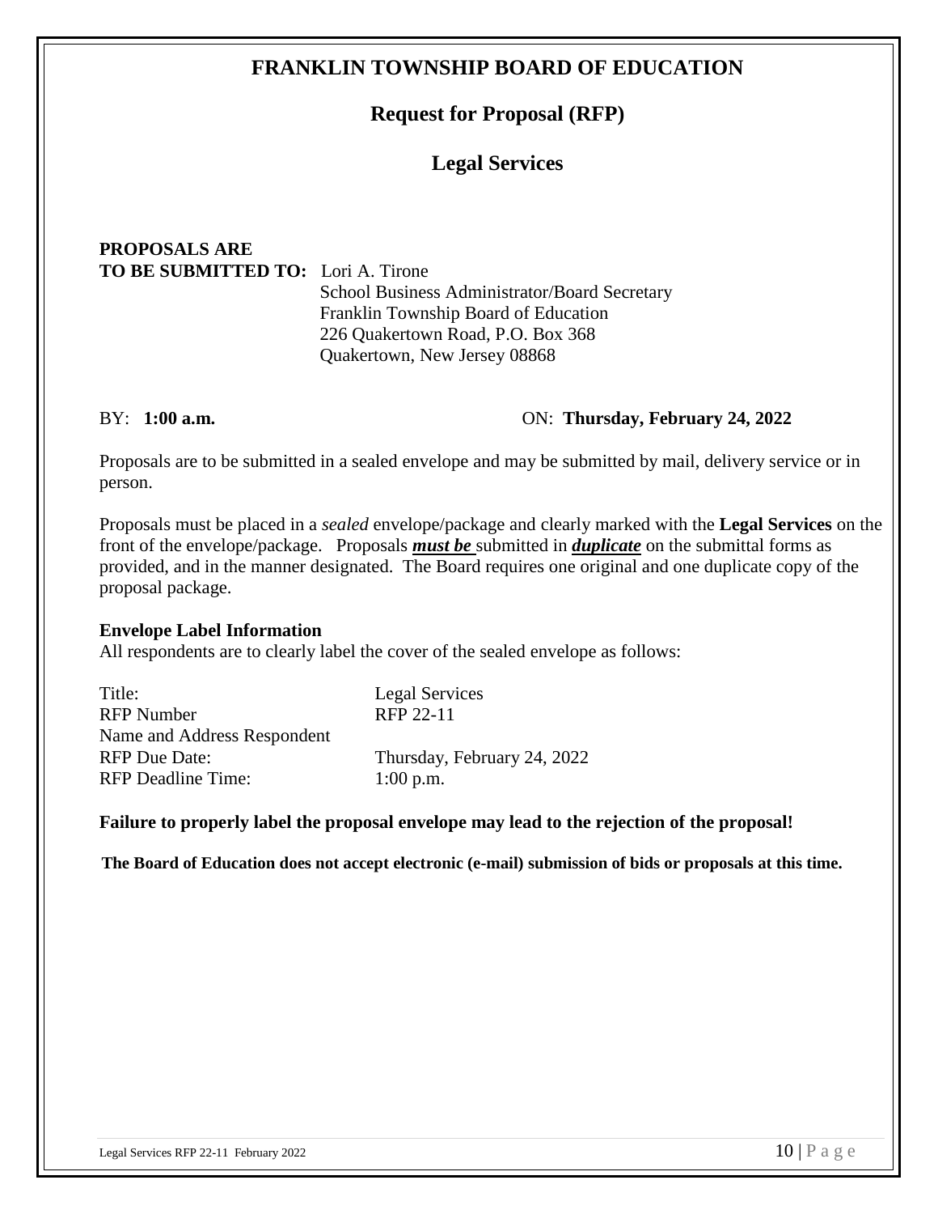# FRANKLIN TOWNSHIP BOARD OF EDUCATION

## Request for Proposal (RFP)

## Legal Services

**PROPOSALS ARE**
**TO BE SUBMITTED TO:** Lori A. Tirone
School Business Administrator/Board Secretary
Franklin Township Board of Education
226 Quakertown Road, P.O. Box 368
Quakertown, New Jersey 08868

BY: **1:00 a.m.** ON: **Thursday, February 24, 2022**

Proposals are to be submitted in a sealed envelope and may be submitted by mail, delivery service or in person.

Proposals must be placed in a *sealed* envelope/package and clearly marked with the **Legal Services** on the front of the envelope/package. Proposals ***must be*** submitted in ***duplicate*** on the submittal forms as provided, and in the manner designated. The Board requires one original and one duplicate copy of the proposal package.

**Envelope Label Information**
All respondents are to clearly label the cover of the sealed envelope as follows:

| | |
|---|---|
| Title: | Legal Services |
| RFP Number | RFP 22-11 |
| Name and Address Respondent | |
| RFP Due Date: | Thursday, February 24, 2022 |
| RFP Deadline Time: | 1:00 p.m. |

**Failure to properly label the proposal envelope may lead to the rejection of the proposal!**

**The Board of Education does not accept electronic (e-mail) submission of bids or proposals at this time.**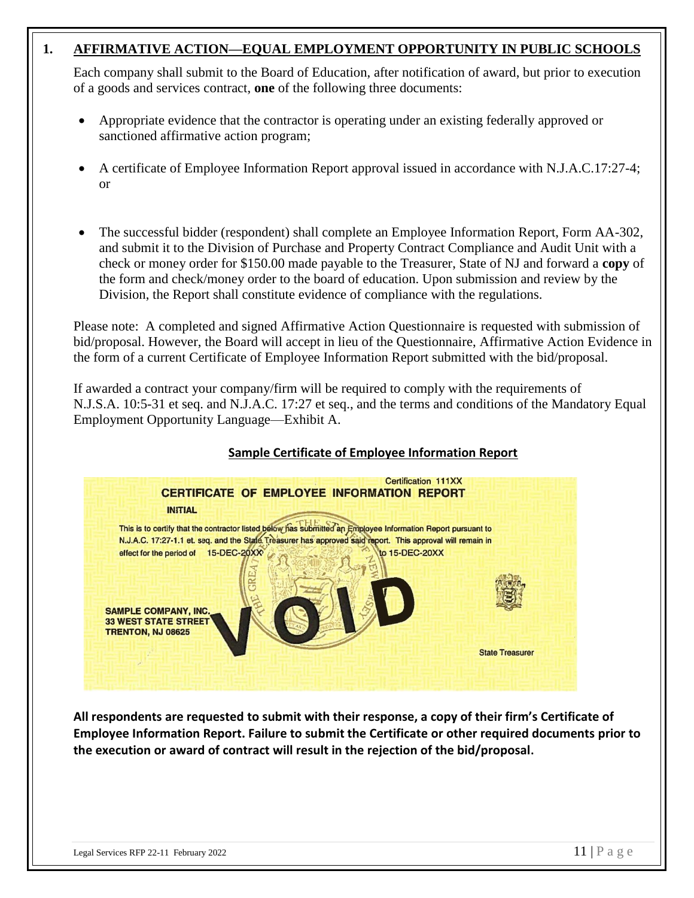## 1. AFFIRMATIVE ACTION—EQUAL EMPLOYMENT OPPORTUNITY IN PUBLIC SCHOOLS

Each company shall submit to the Board of Education, after notification of award, but prior to execution of a goods and services contract, **one** of the following three documents:

- Appropriate evidence that the contractor is operating under an existing federally approved or sanctioned affirmative action program;
- A certificate of Employee Information Report approval issued in accordance with N.J.A.C.17:27-4; or
- The successful bidder (respondent) shall complete an Employee Information Report, Form AA-302, and submit it to the Division of Purchase and Property Contract Compliance and Audit Unit with a check or money order for $150.00 made payable to the Treasurer, State of NJ and forward a **copy** of the form and check/money order to the board of education. Upon submission and review by the Division, the Report shall constitute evidence of compliance with the regulations.

Please note: A completed and signed Affirmative Action Questionnaire is requested with submission of bid/proposal. However, the Board will accept in lieu of the Questionnaire, Affirmative Action Evidence in the form of a current Certificate of Employee Information Report submitted with the bid/proposal.

If awarded a contract your company/firm will be required to comply with the requirements of N.J.S.A. 10:5-31 et seq. and N.J.A.C. 17:27 et seq., and the terms and conditions of the Mandatory Equal Employment Opportunity Language—Exhibit A.

**Sample Certificate of Employee Information Report**

Certification 111XX

CERTIFICATE OF EMPLOYEE INFORMATION REPORT

INITIAL

This is to certify that the contractor listed below has submitted an Employee Information Report pursuant to N.J.A.C. 17:27-1.1 et. seq. and the State Treasurer has approved said report. This approval will remain in effect for the period of 15-DEC-20XX to 15-DEC-20XX

SAMPLE COMPANY, INC.
33 WEST STATE STREET
TRENTON, NJ 08625

VOID

State Treasurer

**All respondents are requested to submit with their response, a copy of their firm's Certificate of Employee Information Report. Failure to submit the Certificate or other required documents prior to the execution or award of contract will result in the rejection of the bid/proposal.**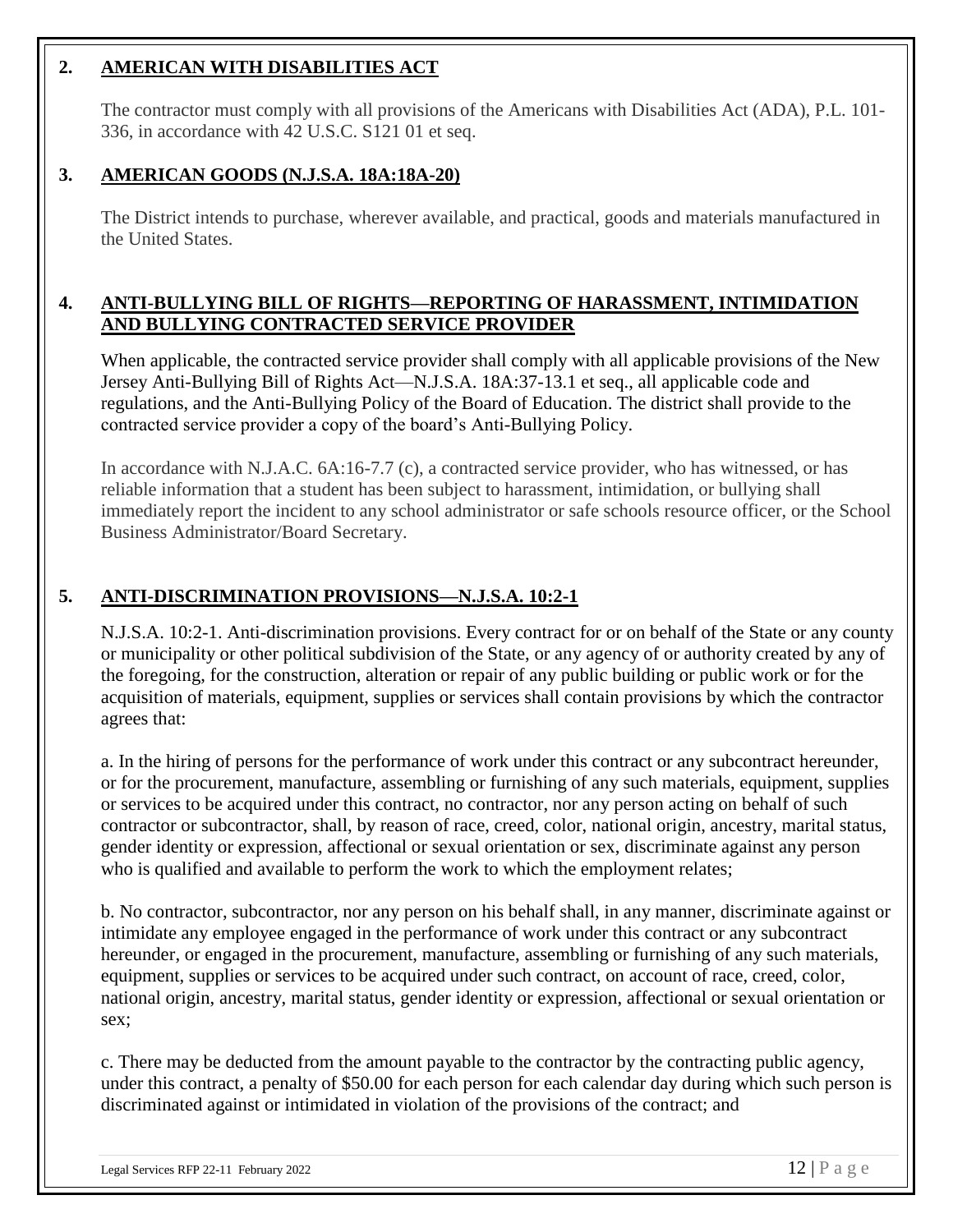## 2. AMERICAN WITH DISABILITIES ACT

The contractor must comply with all provisions of the Americans with Disabilities Act (ADA), P.L. 101-336, in accordance with 42 U.S.C. S121 01 et seq.

## 3. AMERICAN GOODS (N.J.S.A. 18A:18A-20)

The District intends to purchase, wherever available, and practical, goods and materials manufactured in the United States.

## 4. ANTI-BULLYING BILL OF RIGHTS—REPORTING OF HARASSMENT, INTIMIDATION AND BULLYING CONTRACTED SERVICE PROVIDER

When applicable, the contracted service provider shall comply with all applicable provisions of the New Jersey Anti-Bullying Bill of Rights Act—N.J.S.A. 18A:37-13.1 et seq., all applicable code and regulations, and the Anti-Bullying Policy of the Board of Education. The district shall provide to the contracted service provider a copy of the board's Anti-Bullying Policy.

In accordance with N.J.A.C. 6A:16-7.7 (c), a contracted service provider, who has witnessed, or has reliable information that a student has been subject to harassment, intimidation, or bullying shall immediately report the incident to any school administrator or safe schools resource officer, or the School Business Administrator/Board Secretary.

## 5. ANTI-DISCRIMINATION PROVISIONS—N.J.S.A. 10:2-1

N.J.S.A. 10:2-1. Anti-discrimination provisions. Every contract for or on behalf of the State or any county or municipality or other political subdivision of the State, or any agency of or authority created by any of the foregoing, for the construction, alteration or repair of any public building or public work or for the acquisition of materials, equipment, supplies or services shall contain provisions by which the contractor agrees that:

a. In the hiring of persons for the performance of work under this contract or any subcontract hereunder, or for the procurement, manufacture, assembling or furnishing of any such materials, equipment, supplies or services to be acquired under this contract, no contractor, nor any person acting on behalf of such contractor or subcontractor, shall, by reason of race, creed, color, national origin, ancestry, marital status, gender identity or expression, affectional or sexual orientation or sex, discriminate against any person who is qualified and available to perform the work to which the employment relates;

b. No contractor, subcontractor, nor any person on his behalf shall, in any manner, discriminate against or intimidate any employee engaged in the performance of work under this contract or any subcontract hereunder, or engaged in the procurement, manufacture, assembling or furnishing of any such materials, equipment, supplies or services to be acquired under such contract, on account of race, creed, color, national origin, ancestry, marital status, gender identity or expression, affectional or sexual orientation or sex;

c. There may be deducted from the amount payable to the contractor by the contracting public agency, under this contract, a penalty of $50.00 for each person for each calendar day during which such person is discriminated against or intimidated in violation of the provisions of the contract; and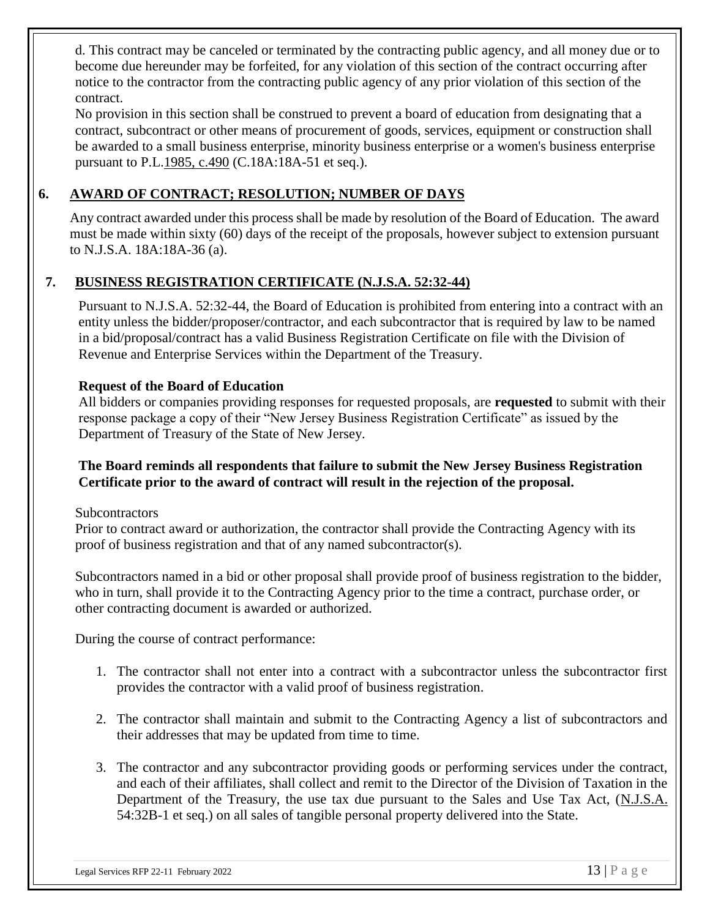d. This contract may be canceled or terminated by the contracting public agency, and all money due or to become due hereunder may be forfeited, for any violation of this section of the contract occurring after notice to the contractor from the contracting public agency of any prior violation of this section of the contract.

No provision in this section shall be construed to prevent a board of education from designating that a contract, subcontract or other means of procurement of goods, services, equipment or construction shall be awarded to a small business enterprise, minority business enterprise or a women's business enterprise pursuant to P.L.1985, c.490 (C.18A:18A-51 et seq.).

## 6. AWARD OF CONTRACT; RESOLUTION; NUMBER OF DAYS

Any contract awarded under this process shall be made by resolution of the Board of Education. The award must be made within sixty (60) days of the receipt of the proposals, however subject to extension pursuant to N.J.S.A. 18A:18A-36 (a).

## 7. BUSINESS REGISTRATION CERTIFICATE (N.J.S.A. 52:32-44)

Pursuant to N.J.S.A. 52:32-44, the Board of Education is prohibited from entering into a contract with an entity unless the bidder/proposer/contractor, and each subcontractor that is required by law to be named in a bid/proposal/contract has a valid Business Registration Certificate on file with the Division of Revenue and Enterprise Services within the Department of the Treasury.

**Request of the Board of Education**

All bidders or companies providing responses for requested proposals, are **requested** to submit with their response package a copy of their "New Jersey Business Registration Certificate" as issued by the Department of Treasury of the State of New Jersey.

**The Board reminds all respondents that failure to submit the New Jersey Business Registration Certificate prior to the award of contract will result in the rejection of the proposal.**

Subcontractors

Prior to contract award or authorization, the contractor shall provide the Contracting Agency with its proof of business registration and that of any named subcontractor(s).

Subcontractors named in a bid or other proposal shall provide proof of business registration to the bidder, who in turn, shall provide it to the Contracting Agency prior to the time a contract, purchase order, or other contracting document is awarded or authorized.

During the course of contract performance:

1. The contractor shall not enter into a contract with a subcontractor unless the subcontractor first provides the contractor with a valid proof of business registration.
2. The contractor shall maintain and submit to the Contracting Agency a list of subcontractors and their addresses that may be updated from time to time.
3. The contractor and any subcontractor providing goods or performing services under the contract, and each of their affiliates, shall collect and remit to the Director of the Division of Taxation in the Department of the Treasury, the use tax due pursuant to the Sales and Use Tax Act, (N.J.S.A. 54:32B-1 et seq.) on all sales of tangible personal property delivered into the State.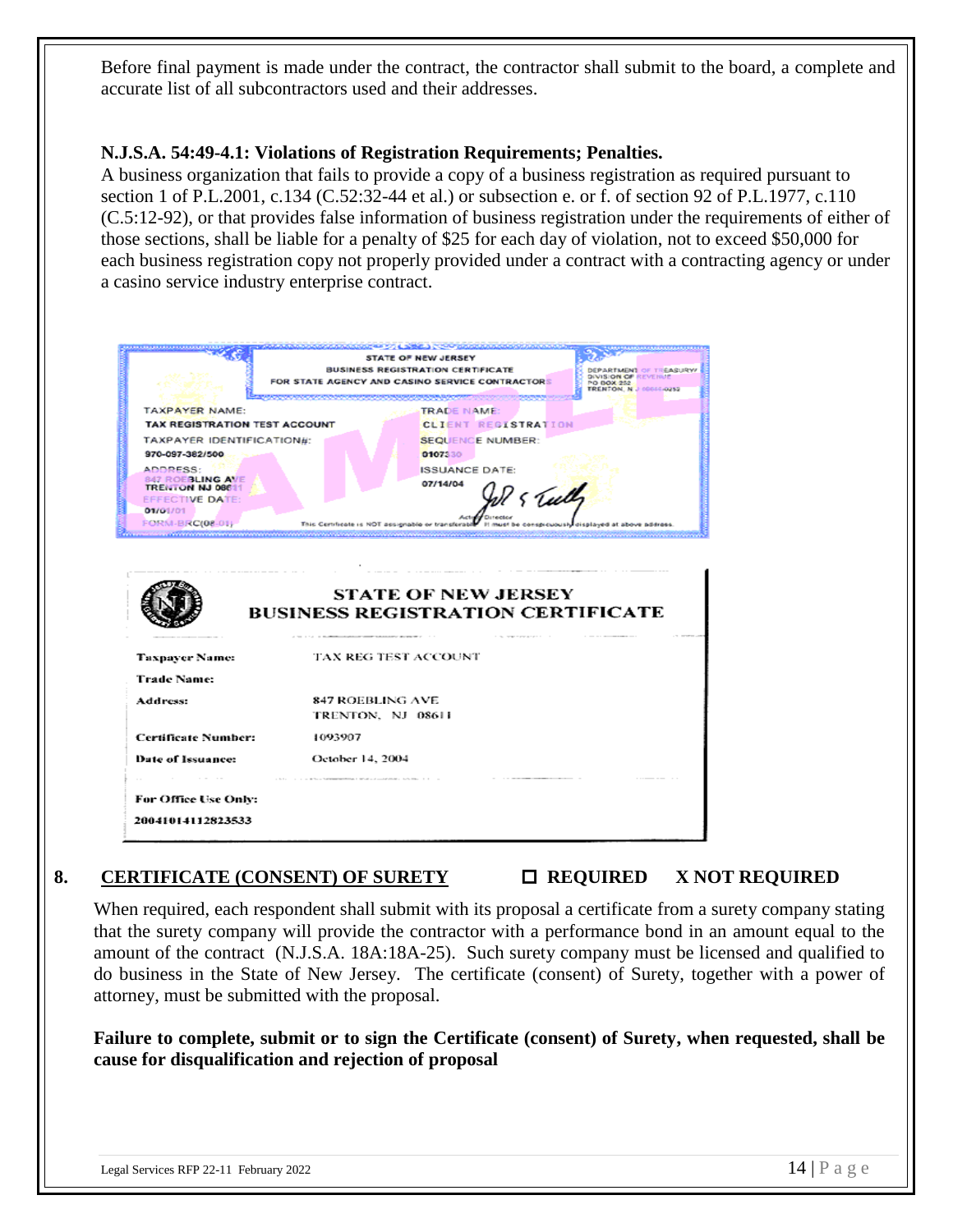Before final payment is made under the contract, the contractor shall submit to the board, a complete and accurate list of all subcontractors used and their addresses.

**N.J.S.A. 54:49-4.1: Violations of Registration Requirements; Penalties.**

A business organization that fails to provide a copy of a business registration as required pursuant to section 1 of P.L.2001, c.134 (C.52:32-44 et al.) or subsection e. or f. of section 92 of P.L.1977, c.110 (C.5:12-92), or that provides false information of business registration under the requirements of either of those sections, shall be liable for a penalty of $25 for each day of violation, not to exceed $50,000 for each business registration copy not properly provided under a contract with a contracting agency or under a casino service industry enterprise contract.

STATE OF NEW JERSEY
BUSINESS REGISTRATION CERTIFICATE
FOR STATE AGENCY AND CASINO SERVICE CONTRACTORS

DEPARTMENT OF TREASURY
DIVISION OF REVENUE
PO BOX 252
TRENTON, NJ 08646-0252

TAXPAYER NAME: TAX REGISTRATION TEST ACCOUNT
TRADE NAME: CLIENT REGISTRATION
TAXPAYER IDENTIFICATION#: 970-097-382/500
SEQUENCE NUMBER: 0107330
ADDRESS: 847 ROEBLING AVE TRENTON NJ 08611
ISSUANCE DATE: 07/14/04
EFFECTIVE DATE: 01/01/01

Acting Director

FORM-BRC(08-01)

This Certificate is NOT assignable or transferable. It must be conspicuously displayed at above address.

SAMPLE

**STATE OF NEW JERSEY**
**BUSINESS REGISTRATION CERTIFICATE**

| | |
|---|---|
| **Taxpayer Name:** | TAX REG TEST ACCOUNT |
| **Trade Name:** | |
| **Address:** | 847 ROEBLING AVE TRENTON, NJ 08611 |
| **Certificate Number:** | 1093907 |
| **Date of Issuance:** | October 14, 2004 |

**For Office Use Only:**
20041014112823533

## 8. CERTIFICATE (CONSENT) OF SURETY ☐ REQUIRED X NOT REQUIRED

When required, each respondent shall submit with its proposal a certificate from a surety company stating that the surety company will provide the contractor with a performance bond in an amount equal to the amount of the contract (N.J.S.A. 18A:18A-25). Such surety company must be licensed and qualified to do business in the State of New Jersey. The certificate (consent) of Surety, together with a power of attorney, must be submitted with the proposal.

**Failure to complete, submit or to sign the Certificate (consent) of Surety, when requested, shall be cause for disqualification and rejection of proposal**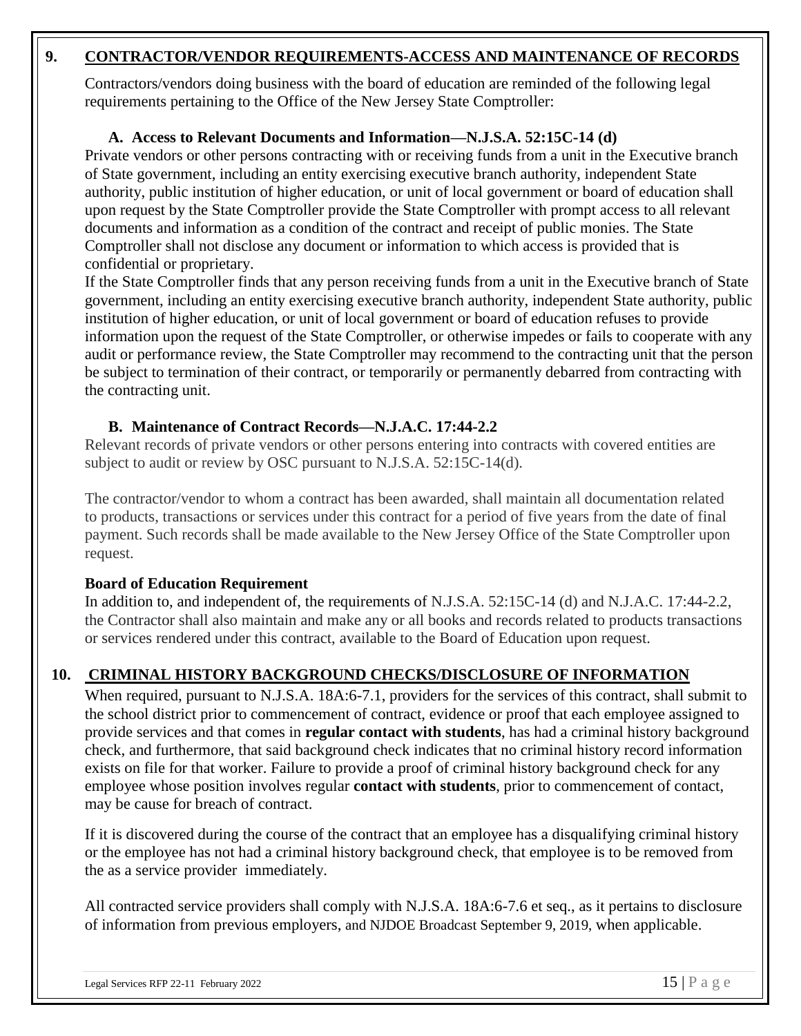## 9. CONTRACTOR/VENDOR REQUIREMENTS-ACCESS AND MAINTENANCE OF RECORDS

Contractors/vendors doing business with the board of education are reminded of the following legal requirements pertaining to the Office of the New Jersey State Comptroller:

### A. Access to Relevant Documents and Information—N.J.S.A. 52:15C-14 (d)

Private vendors or other persons contracting with or receiving funds from a unit in the Executive branch of State government, including an entity exercising executive branch authority, independent State authority, public institution of higher education, or unit of local government or board of education shall upon request by the State Comptroller provide the State Comptroller with prompt access to all relevant documents and information as a condition of the contract and receipt of public monies. The State Comptroller shall not disclose any document or information to which access is provided that is confidential or proprietary.

If the State Comptroller finds that any person receiving funds from a unit in the Executive branch of State government, including an entity exercising executive branch authority, independent State authority, public institution of higher education, or unit of local government or board of education refuses to provide information upon the request of the State Comptroller, or otherwise impedes or fails to cooperate with any audit or performance review, the State Comptroller may recommend to the contracting unit that the person be subject to termination of their contract, or temporarily or permanently debarred from contracting with the contracting unit.

### B. Maintenance of Contract Records—N.J.A.C. 17:44-2.2

Relevant records of private vendors or other persons entering into contracts with covered entities are subject to audit or review by OSC pursuant to N.J.S.A. 52:15C-14(d).

The contractor/vendor to whom a contract has been awarded, shall maintain all documentation related to products, transactions or services under this contract for a period of five years from the date of final payment. Such records shall be made available to the New Jersey Office of the State Comptroller upon request.

**Board of Education Requirement**

In addition to, and independent of, the requirements of N.J.S.A. 52:15C-14 (d) and N.J.A.C. 17:44-2.2, the Contractor shall also maintain and make any or all books and records related to products transactions or services rendered under this contract, available to the Board of Education upon request.

## 10. CRIMINAL HISTORY BACKGROUND CHECKS/DISCLOSURE OF INFORMATION

When required, pursuant to N.J.S.A. 18A:6-7.1, providers for the services of this contract, shall submit to the school district prior to commencement of contract, evidence or proof that each employee assigned to provide services and that comes in **regular contact with students**, has had a criminal history background check, and furthermore, that said background check indicates that no criminal history record information exists on file for that worker. Failure to provide a proof of criminal history background check for any employee whose position involves regular **contact with students**, prior to commencement of contact, may be cause for breach of contract.

If it is discovered during the course of the contract that an employee has a disqualifying criminal history or the employee has not had a criminal history background check, that employee is to be removed from the as a service provider immediately.

All contracted service providers shall comply with N.J.S.A. 18A:6-7.6 et seq., as it pertains to disclosure of information from previous employers, and NJDOE Broadcast September 9, 2019, when applicable.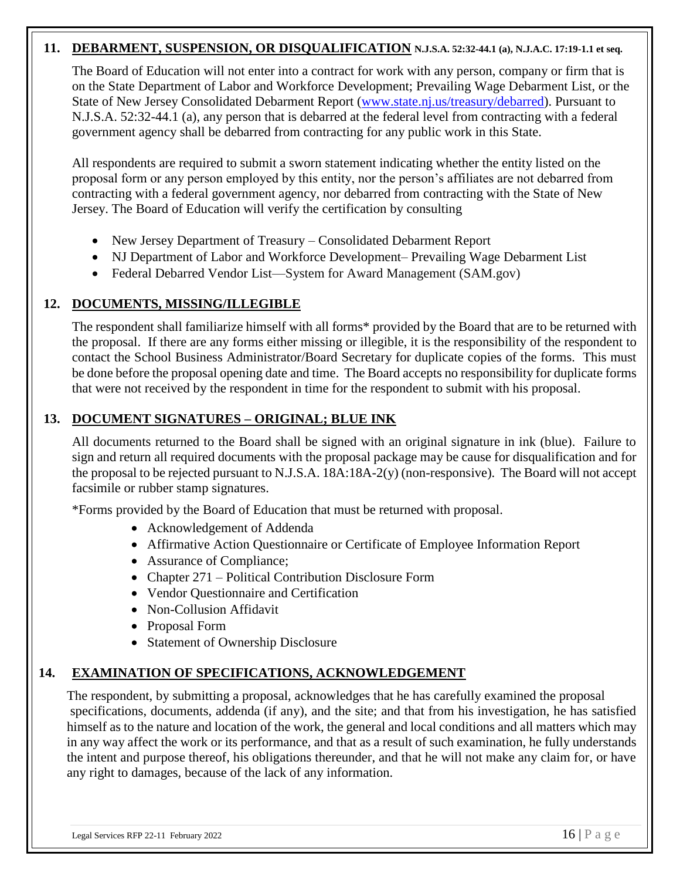## 11. DEBARMENT, SUSPENSION, OR DISQUALIFICATION N.J.S.A. 52:32-44.1 (a), N.J.A.C. 17:19-1.1 et seq.

The Board of Education will not enter into a contract for work with any person, company or firm that is on the State Department of Labor and Workforce Development; Prevailing Wage Debarment List, or the State of New Jersey Consolidated Debarment Report (www.state.nj.us/treasury/debarred). Pursuant to N.J.S.A. 52:32-44.1 (a), any person that is debarred at the federal level from contracting with a federal government agency shall be debarred from contracting for any public work in this State.

All respondents are required to submit a sworn statement indicating whether the entity listed on the proposal form or any person employed by this entity, nor the person's affiliates are not debarred from contracting with a federal government agency, nor debarred from contracting with the State of New Jersey. The Board of Education will verify the certification by consulting

- New Jersey Department of Treasury – Consolidated Debarment Report
- NJ Department of Labor and Workforce Development– Prevailing Wage Debarment List
- Federal Debarred Vendor List—System for Award Management (SAM.gov)

## 12. DOCUMENTS, MISSING/ILLEGIBLE

The respondent shall familiarize himself with all forms* provided by the Board that are to be returned with the proposal. If there are any forms either missing or illegible, it is the responsibility of the respondent to contact the School Business Administrator/Board Secretary for duplicate copies of the forms. This must be done before the proposal opening date and time. The Board accepts no responsibility for duplicate forms that were not received by the respondent in time for the respondent to submit with his proposal.

## 13. DOCUMENT SIGNATURES – ORIGINAL; BLUE INK

All documents returned to the Board shall be signed with an original signature in ink (blue). Failure to sign and return all required documents with the proposal package may be cause for disqualification and for the proposal to be rejected pursuant to N.J.S.A. 18A:18A-2(y) (non-responsive). The Board will not accept facsimile or rubber stamp signatures.

*Forms provided by the Board of Education that must be returned with proposal.

- Acknowledgement of Addenda
- Affirmative Action Questionnaire or Certificate of Employee Information Report
- Assurance of Compliance;
- Chapter 271 – Political Contribution Disclosure Form
- Vendor Questionnaire and Certification
- Non-Collusion Affidavit
- Proposal Form
- Statement of Ownership Disclosure

## 14. EXAMINATION OF SPECIFICATIONS, ACKNOWLEDGEMENT

The respondent, by submitting a proposal, acknowledges that he has carefully examined the proposal specifications, documents, addenda (if any), and the site; and that from his investigation, he has satisfied himself as to the nature and location of the work, the general and local conditions and all matters which may in any way affect the work or its performance, and that as a result of such examination, he fully understands the intent and purpose thereof, his obligations thereunder, and that he will not make any claim for, or have any right to damages, because of the lack of any information.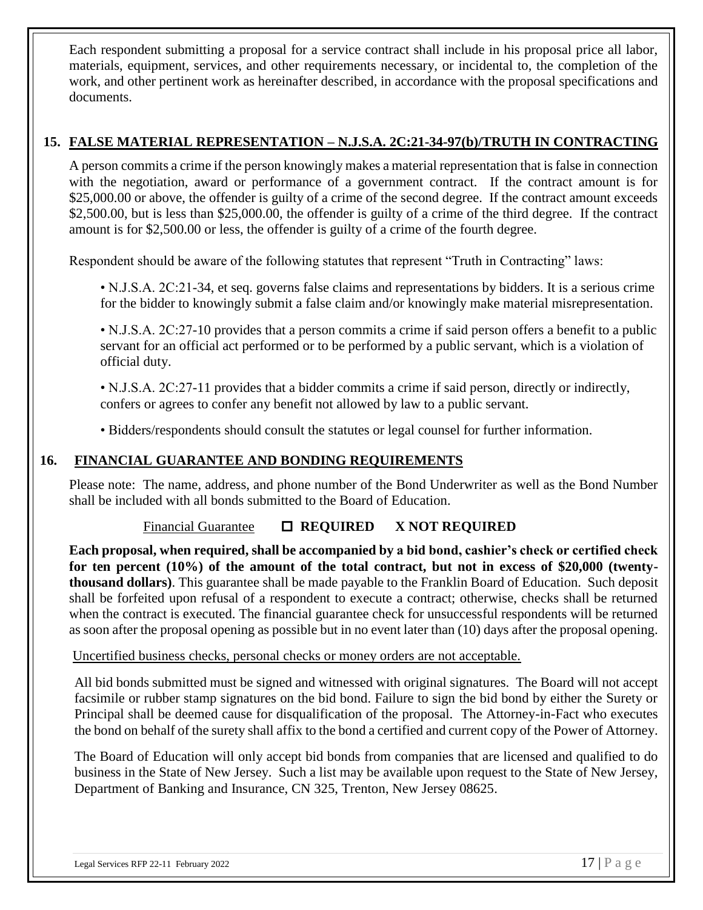Each respondent submitting a proposal for a service contract shall include in his proposal price all labor, materials, equipment, services, and other requirements necessary, or incidental to, the completion of the work, and other pertinent work as hereinafter described, in accordance with the proposal specifications and documents.

## 15. FALSE MATERIAL REPRESENTATION – N.J.S.A. 2C:21-34-97(b)/TRUTH IN CONTRACTING

A person commits a crime if the person knowingly makes a material representation that is false in connection with the negotiation, award or performance of a government contract. If the contract amount is for $25,000.00 or above, the offender is guilty of a crime of the second degree. If the contract amount exceeds $2,500.00, but is less than $25,000.00, the offender is guilty of a crime of the third degree. If the contract amount is for $2,500.00 or less, the offender is guilty of a crime of the fourth degree.

Respondent should be aware of the following statutes that represent "Truth in Contracting" laws:

- N.J.S.A. 2C:21-34, et seq. governs false claims and representations by bidders. It is a serious crime for the bidder to knowingly submit a false claim and/or knowingly make material misrepresentation.
- N.J.S.A. 2C:27-10 provides that a person commits a crime if said person offers a benefit to a public servant for an official act performed or to be performed by a public servant, which is a violation of official duty.
- N.J.S.A. 2C:27-11 provides that a bidder commits a crime if said person, directly or indirectly, confers or agrees to confer any benefit not allowed by law to a public servant.
- Bidders/respondents should consult the statutes or legal counsel for further information.

## 16. FINANCIAL GUARANTEE AND BONDING REQUIREMENTS

Please note: The name, address, and phone number of the Bond Underwriter as well as the Bond Number shall be included with all bonds submitted to the Board of Education.

Financial Guarantee ☐ **REQUIRED** **X NOT REQUIRED**

**Each proposal, when required, shall be accompanied by a bid bond, cashier's check or certified check for ten percent (10%) of the amount of the total contract, but not in excess of $20,000 (twenty-thousand dollars)**. This guarantee shall be made payable to the Franklin Board of Education. Such deposit shall be forfeited upon refusal of a respondent to execute a contract; otherwise, checks shall be returned when the contract is executed. The financial guarantee check for unsuccessful respondents will be returned as soon after the proposal opening as possible but in no event later than (10) days after the proposal opening.

Uncertified business checks, personal checks or money orders are not acceptable.

All bid bonds submitted must be signed and witnessed with original signatures. The Board will not accept facsimile or rubber stamp signatures on the bid bond. Failure to sign the bid bond by either the Surety or Principal shall be deemed cause for disqualification of the proposal. The Attorney-in-Fact who executes the bond on behalf of the surety shall affix to the bond a certified and current copy of the Power of Attorney.

The Board of Education will only accept bid bonds from companies that are licensed and qualified to do business in the State of New Jersey. Such a list may be available upon request to the State of New Jersey, Department of Banking and Insurance, CN 325, Trenton, New Jersey 08625.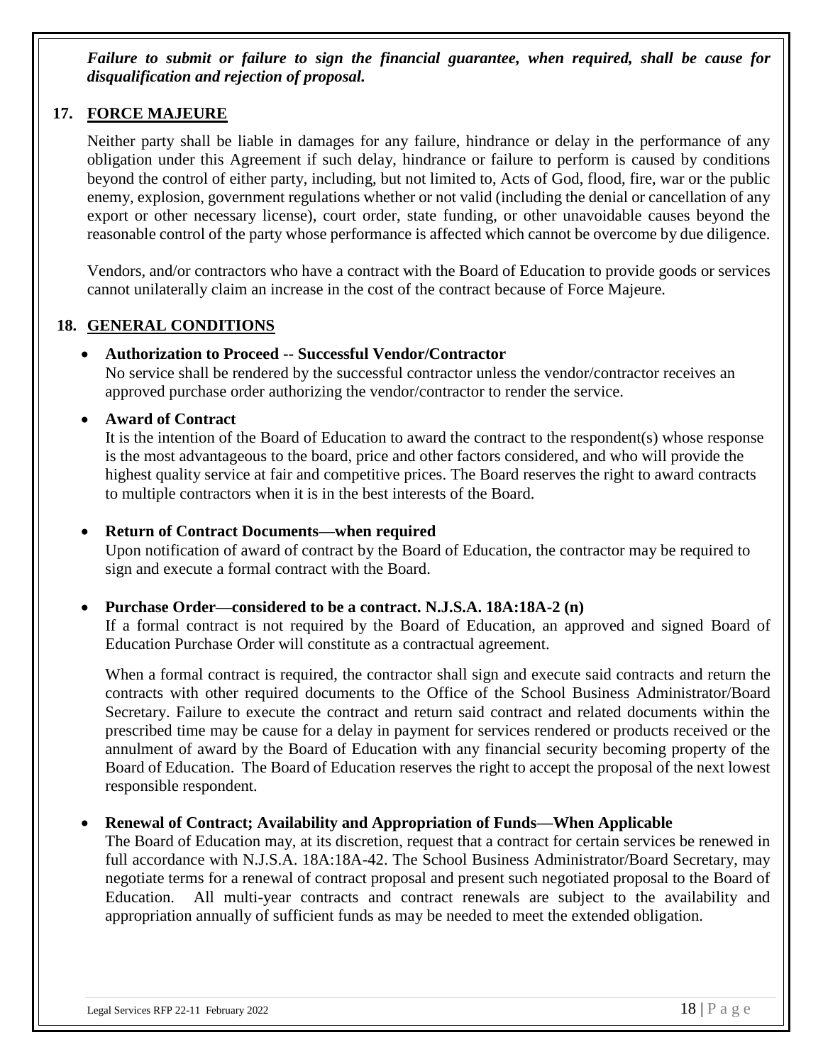***Failure to submit or failure to sign the financial guarantee, when required, shall be cause for disqualification and rejection of proposal.***

## 17. FORCE MAJEURE

Neither party shall be liable in damages for any failure, hindrance or delay in the performance of any obligation under this Agreement if such delay, hindrance or failure to perform is caused by conditions beyond the control of either party, including, but not limited to, Acts of God, flood, fire, war or the public enemy, explosion, government regulations whether or not valid (including the denial or cancellation of any export or other necessary license), court order, state funding, or other unavoidable causes beyond the reasonable control of the party whose performance is affected which cannot be overcome by due diligence.

Vendors, and/or contractors who have a contract with the Board of Education to provide goods or services cannot unilaterally claim an increase in the cost of the contract because of Force Majeure.

## 18. GENERAL CONDITIONS

- **Authorization to Proceed -- Successful Vendor/Contractor**
  No service shall be rendered by the successful contractor unless the vendor/contractor receives an approved purchase order authorizing the vendor/contractor to render the service.

- **Award of Contract**
  It is the intention of the Board of Education to award the contract to the respondent(s) whose response is the most advantageous to the board, price and other factors considered, and who will provide the highest quality service at fair and competitive prices. The Board reserves the right to award contracts to multiple contractors when it is in the best interests of the Board.

- **Return of Contract Documents—when required**
  Upon notification of award of contract by the Board of Education, the contractor may be required to sign and execute a formal contract with the Board.

- **Purchase Order—considered to be a contract. N.J.S.A. 18A:18A-2 (n)**
  If a formal contract is not required by the Board of Education, an approved and signed Board of Education Purchase Order will constitute as a contractual agreement.

  When a formal contract is required, the contractor shall sign and execute said contracts and return the contracts with other required documents to the Office of the School Business Administrator/Board Secretary. Failure to execute the contract and return said contract and related documents within the prescribed time may be cause for a delay in payment for services rendered or products received or the annulment of award by the Board of Education with any financial security becoming property of the Board of Education. The Board of Education reserves the right to accept the proposal of the next lowest responsible respondent.

- **Renewal of Contract; Availability and Appropriation of Funds—When Applicable**
  The Board of Education may, at its discretion, request that a contract for certain services be renewed in full accordance with N.J.S.A. 18A:18A-42. The School Business Administrator/Board Secretary, may negotiate terms for a renewal of contract proposal and present such negotiated proposal to the Board of Education. All multi-year contracts and contract renewals are subject to the availability and appropriation annually of sufficient funds as may be needed to meet the extended obligation.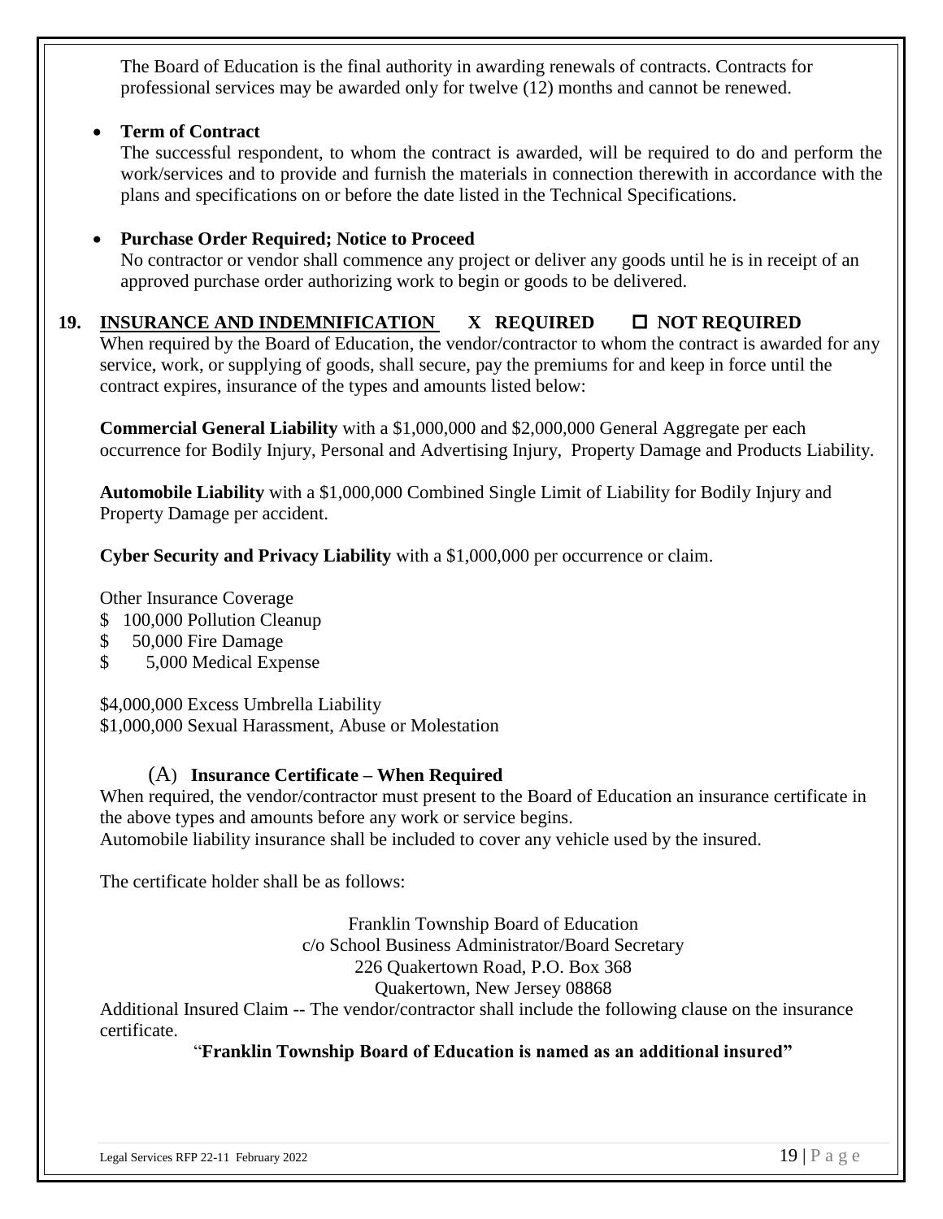The Board of Education is the final authority in awarding renewals of contracts. Contracts for professional services may be awarded only for twelve (12) months and cannot be renewed.

- **Term of Contract**
  The successful respondent, to whom the contract is awarded, will be required to do and perform the work/services and to provide and furnish the materials in connection therewith in accordance with the plans and specifications on or before the date listed in the Technical Specifications.

- **Purchase Order Required; Notice to Proceed**
  No contractor or vendor shall commence any project or deliver any goods until he is in receipt of an approved purchase order authorizing work to begin or goods to be delivered.

**19. INSURANCE AND INDEMNIFICATION X REQUIRED ☐ NOT REQUIRED**

When required by the Board of Education, the vendor/contractor to whom the contract is awarded for any service, work, or supplying of goods, shall secure, pay the premiums for and keep in force until the contract expires, insurance of the types and amounts listed below:

**Commercial General Liability** with a $1,000,000 and $2,000,000 General Aggregate per each occurrence for Bodily Injury, Personal and Advertising Injury, Property Damage and Products Liability.

**Automobile Liability** with a $1,000,000 Combined Single Limit of Liability for Bodily Injury and Property Damage per accident.

**Cyber Security and Privacy Liability** with a $1,000,000 per occurrence or claim.

Other Insurance Coverage
$ 100,000 Pollution Cleanup
$ 50,000 Fire Damage
$ 5,000 Medical Expense

$4,000,000 Excess Umbrella Liability
$1,000,000 Sexual Harassment, Abuse or Molestation

(A) **Insurance Certificate – When Required**

When required, the vendor/contractor must present to the Board of Education an insurance certificate in the above types and amounts before any work or service begins.
Automobile liability insurance shall be included to cover any vehicle used by the insured.

The certificate holder shall be as follows:

Franklin Township Board of Education
c/o School Business Administrator/Board Secretary
226 Quakertown Road, P.O. Box 368
Quakertown, New Jersey 08868

Additional Insured Claim -- The vendor/contractor shall include the following clause on the insurance certificate.

"**Franklin Township Board of Education is named as an additional insured"**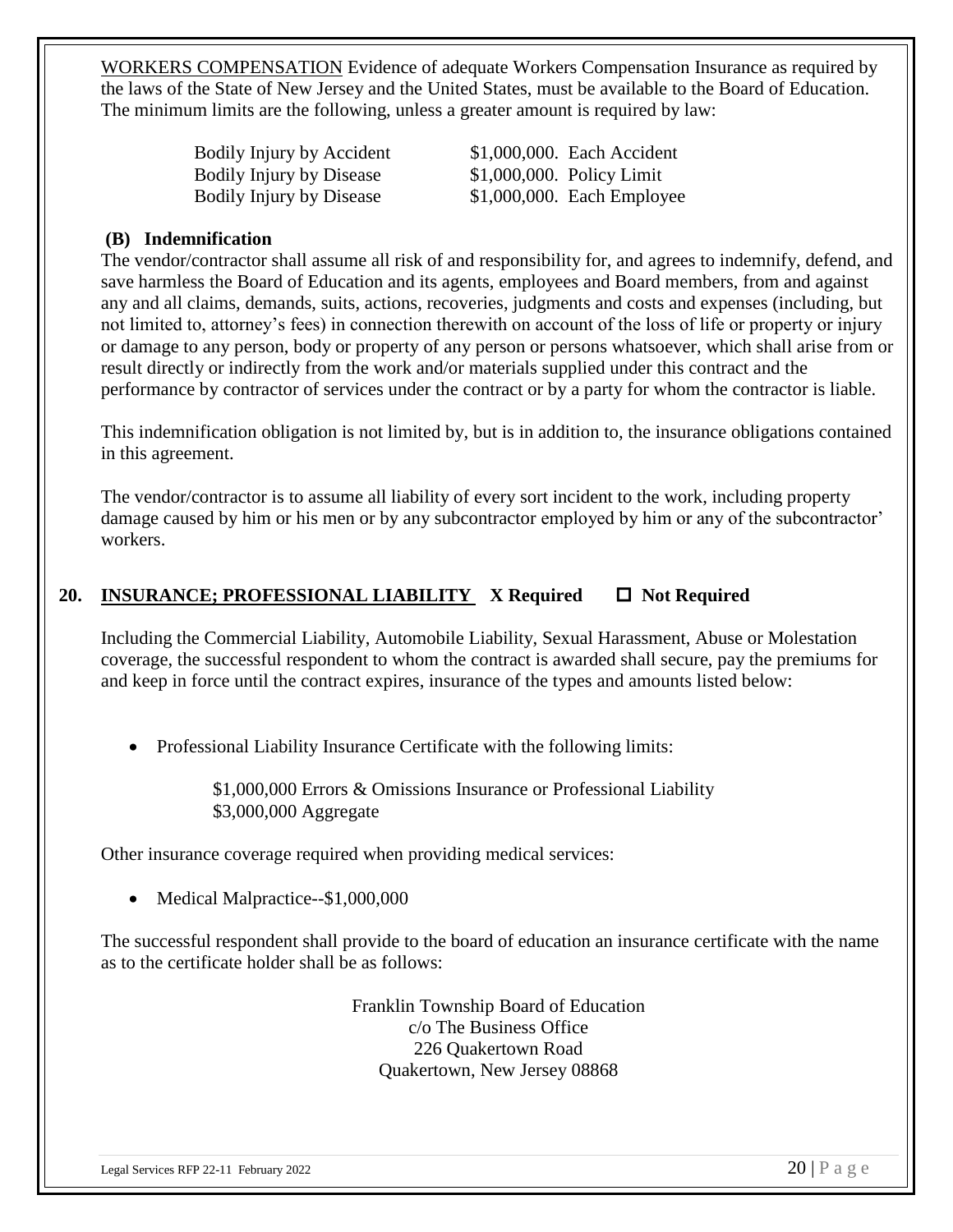WORKERS COMPENSATION Evidence of adequate Workers Compensation Insurance as required by the laws of the State of New Jersey and the United States, must be available to the Board of Education. The minimum limits are the following, unless a greater amount is required by law:

| | |
|---|---|
| Bodily Injury by Accident | $1,000,000. Each Accident |
| Bodily Injury by Disease | $1,000,000. Policy Limit |
| Bodily Injury by Disease | $1,000,000. Each Employee |

**(B) Indemnification**

The vendor/contractor shall assume all risk of and responsibility for, and agrees to indemnify, defend, and save harmless the Board of Education and its agents, employees and Board members, from and against any and all claims, demands, suits, actions, recoveries, judgments and costs and expenses (including, but not limited to, attorney's fees) in connection therewith on account of the loss of life or property or injury or damage to any person, body or property of any person or persons whatsoever, which shall arise from or result directly or indirectly from the work and/or materials supplied under this contract and the performance by contractor of services under the contract or by a party for whom the contractor is liable.

This indemnification obligation is not limited by, but is in addition to, the insurance obligations contained in this agreement.

The vendor/contractor is to assume all liability of every sort incident to the work, including property damage caused by him or his men or by any subcontractor employed by him or any of the subcontractor' workers.

## 20. INSURANCE; PROFESSIONAL LIABILITY **X Required ☐ Not Required**

Including the Commercial Liability, Automobile Liability, Sexual Harassment, Abuse or Molestation coverage, the successful respondent to whom the contract is awarded shall secure, pay the premiums for and keep in force until the contract expires, insurance of the types and amounts listed below:

- Professional Liability Insurance Certificate with the following limits:

  $1,000,000 Errors & Omissions Insurance or Professional Liability
  $3,000,000 Aggregate

Other insurance coverage required when providing medical services:

- Medical Malpractice--$1,000,000

The successful respondent shall provide to the board of education an insurance certificate with the name as to the certificate holder shall be as follows:

Franklin Township Board of Education
c/o The Business Office
226 Quakertown Road
Quakertown, New Jersey 08868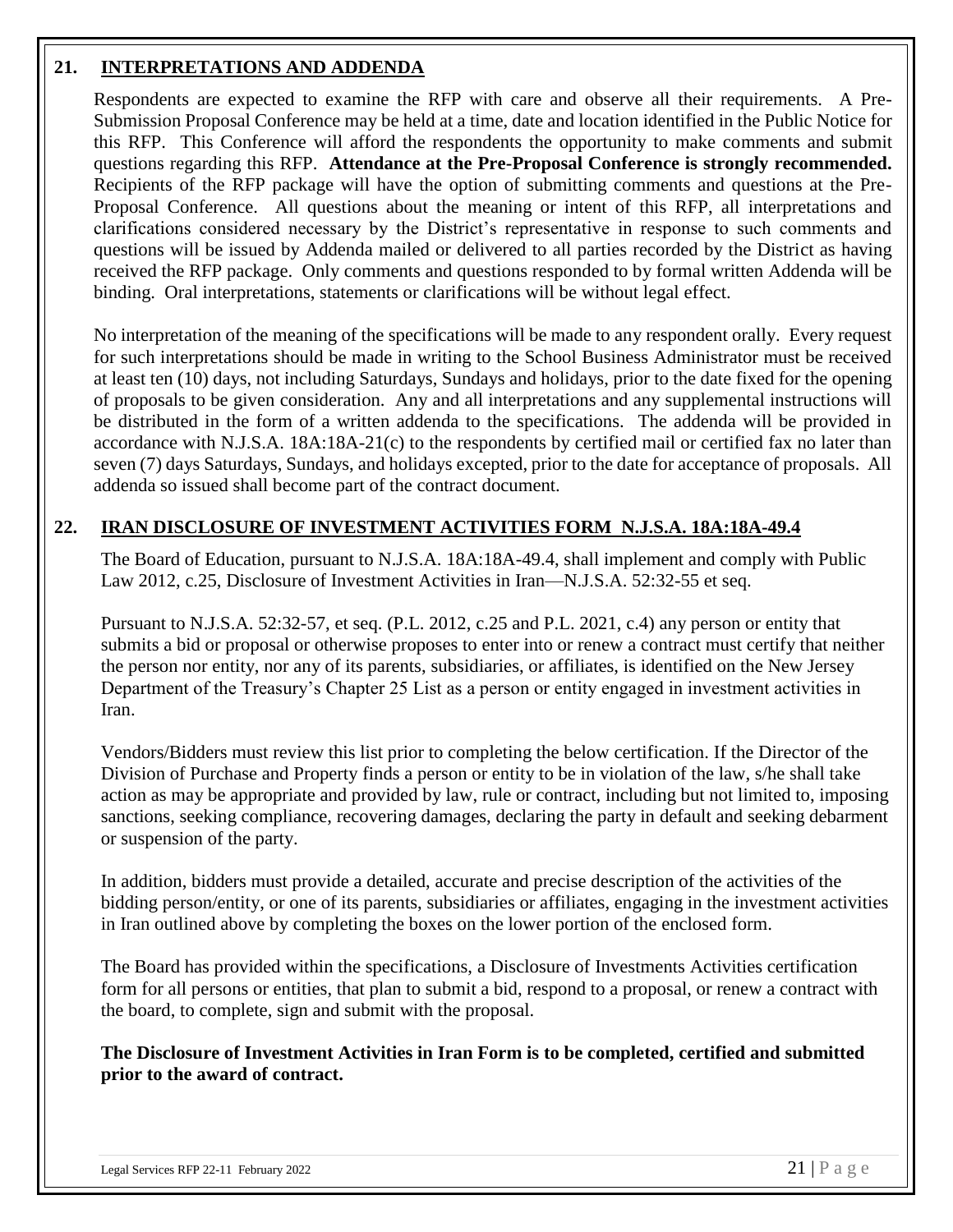## 21. INTERPRETATIONS AND ADDENDA

Respondents are expected to examine the RFP with care and observe all their requirements. A Pre-Submission Proposal Conference may be held at a time, date and location identified in the Public Notice for this RFP. This Conference will afford the respondents the opportunity to make comments and submit questions regarding this RFP. **Attendance at the Pre-Proposal Conference is strongly recommended.** Recipients of the RFP package will have the option of submitting comments and questions at the Pre-Proposal Conference. All questions about the meaning or intent of this RFP, all interpretations and clarifications considered necessary by the District's representative in response to such comments and questions will be issued by Addenda mailed or delivered to all parties recorded by the District as having received the RFP package. Only comments and questions responded to by formal written Addenda will be binding. Oral interpretations, statements or clarifications will be without legal effect.

No interpretation of the meaning of the specifications will be made to any respondent orally. Every request for such interpretations should be made in writing to the School Business Administrator must be received at least ten (10) days, not including Saturdays, Sundays and holidays, prior to the date fixed for the opening of proposals to be given consideration. Any and all interpretations and any supplemental instructions will be distributed in the form of a written addenda to the specifications. The addenda will be provided in accordance with N.J.S.A. 18A:18A-21(c) to the respondents by certified mail or certified fax no later than seven (7) days Saturdays, Sundays, and holidays excepted, prior to the date for acceptance of proposals. All addenda so issued shall become part of the contract document.

## 22. IRAN DISCLOSURE OF INVESTMENT ACTIVITIES FORM N.J.S.A. 18A:18A-49.4

The Board of Education, pursuant to N.J.S.A. 18A:18A-49.4, shall implement and comply with Public Law 2012, c.25, Disclosure of Investment Activities in Iran—N.J.S.A. 52:32-55 et seq.

Pursuant to N.J.S.A. 52:32-57, et seq. (P.L. 2012, c.25 and P.L. 2021, c.4) any person or entity that submits a bid or proposal or otherwise proposes to enter into or renew a contract must certify that neither the person nor entity, nor any of its parents, subsidiaries, or affiliates, is identified on the New Jersey Department of the Treasury's Chapter 25 List as a person or entity engaged in investment activities in Iran.

Vendors/Bidders must review this list prior to completing the below certification. If the Director of the Division of Purchase and Property finds a person or entity to be in violation of the law, s/he shall take action as may be appropriate and provided by law, rule or contract, including but not limited to, imposing sanctions, seeking compliance, recovering damages, declaring the party in default and seeking debarment or suspension of the party.

In addition, bidders must provide a detailed, accurate and precise description of the activities of the bidding person/entity, or one of its parents, subsidiaries or affiliates, engaging in the investment activities in Iran outlined above by completing the boxes on the lower portion of the enclosed form.

The Board has provided within the specifications, a Disclosure of Investments Activities certification form for all persons or entities, that plan to submit a bid, respond to a proposal, or renew a contract with the board, to complete, sign and submit with the proposal.

**The Disclosure of Investment Activities in Iran Form is to be completed, certified and submitted prior to the award of contract.**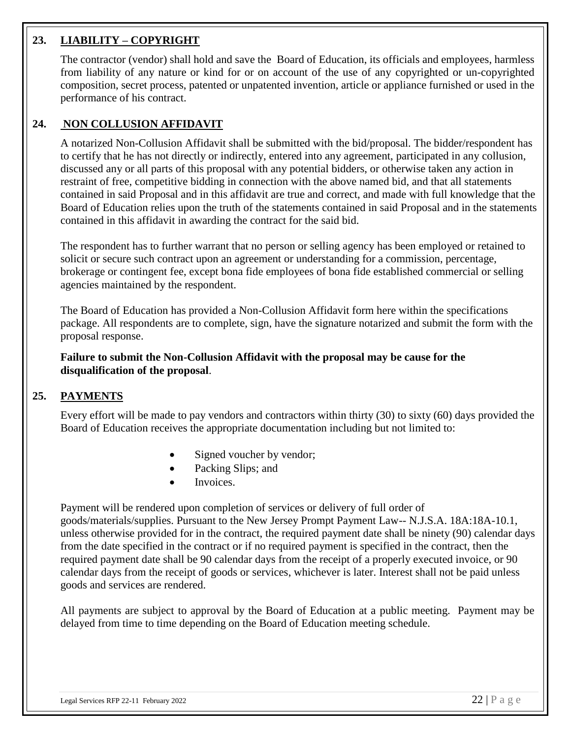## 23. LIABILITY – COPYRIGHT

The contractor (vendor) shall hold and save the Board of Education, its officials and employees, harmless from liability of any nature or kind for or on account of the use of any copyrighted or un-copyrighted composition, secret process, patented or unpatented invention, article or appliance furnished or used in the performance of his contract.

## 24. NON COLLUSION AFFIDAVIT

A notarized Non-Collusion Affidavit shall be submitted with the bid/proposal. The bidder/respondent has to certify that he has not directly or indirectly, entered into any agreement, participated in any collusion, discussed any or all parts of this proposal with any potential bidders, or otherwise taken any action in restraint of free, competitive bidding in connection with the above named bid, and that all statements contained in said Proposal and in this affidavit are true and correct, and made with full knowledge that the Board of Education relies upon the truth of the statements contained in said Proposal and in the statements contained in this affidavit in awarding the contract for the said bid.

The respondent has to further warrant that no person or selling agency has been employed or retained to solicit or secure such contract upon an agreement or understanding for a commission, percentage, brokerage or contingent fee, except bona fide employees of bona fide established commercial or selling agencies maintained by the respondent.

The Board of Education has provided a Non-Collusion Affidavit form here within the specifications package. All respondents are to complete, sign, have the signature notarized and submit the form with the proposal response.

**Failure to submit the Non-Collusion Affidavit with the proposal may be cause for the disqualification of the proposal**.

## 25. PAYMENTS

Every effort will be made to pay vendors and contractors within thirty (30) to sixty (60) days provided the Board of Education receives the appropriate documentation including but not limited to:

- Signed voucher by vendor;
- Packing Slips; and
- Invoices.

Payment will be rendered upon completion of services or delivery of full order of goods/materials/supplies. Pursuant to the New Jersey Prompt Payment Law-- N.J.S.A. 18A:18A-10.1, unless otherwise provided for in the contract, the required payment date shall be ninety (90) calendar days from the date specified in the contract or if no required payment is specified in the contract, then the required payment date shall be 90 calendar days from the receipt of a properly executed invoice, or 90 calendar days from the receipt of goods or services, whichever is later. Interest shall not be paid unless goods and services are rendered.

All payments are subject to approval by the Board of Education at a public meeting. Payment may be delayed from time to time depending on the Board of Education meeting schedule.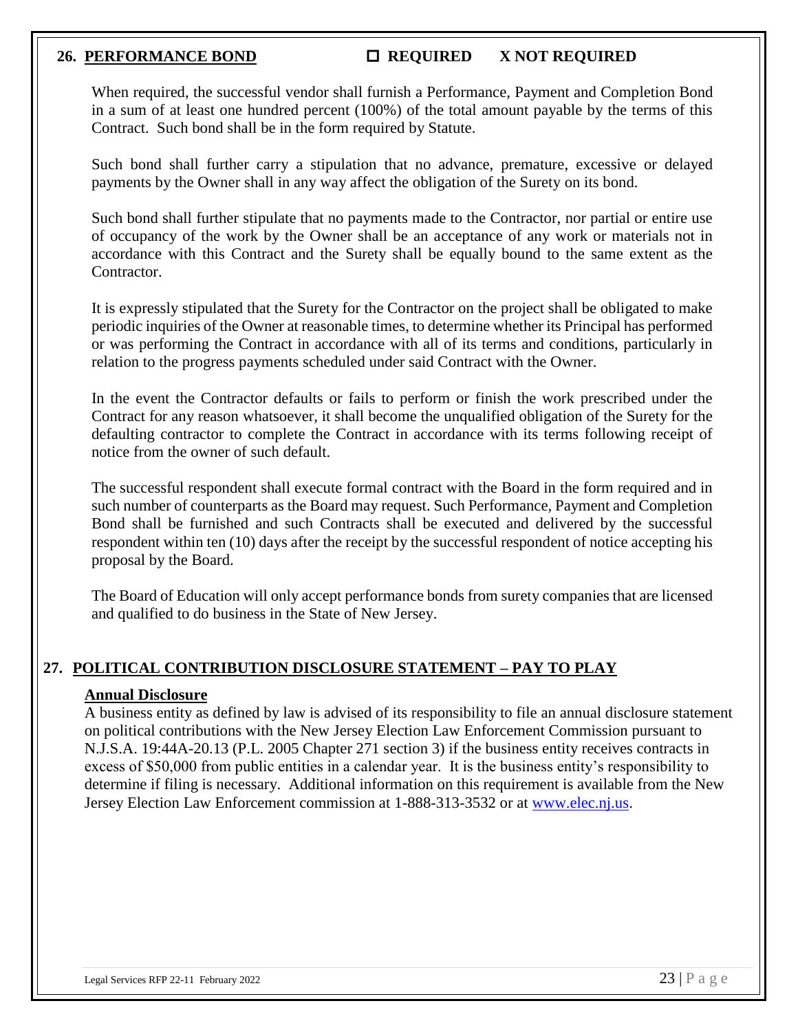## 26. **PERFORMANCE BOND** ☐ REQUIRED X NOT REQUIRED

When required, the successful vendor shall furnish a Performance, Payment and Completion Bond in a sum of at least one hundred percent (100%) of the total amount payable by the terms of this Contract. Such bond shall be in the form required by Statute.

Such bond shall further carry a stipulation that no advance, premature, excessive or delayed payments by the Owner shall in any way affect the obligation of the Surety on its bond.

Such bond shall further stipulate that no payments made to the Contractor, nor partial or entire use of occupancy of the work by the Owner shall be an acceptance of any work or materials not in accordance with this Contract and the Surety shall be equally bound to the same extent as the Contractor.

It is expressly stipulated that the Surety for the Contractor on the project shall be obligated to make periodic inquiries of the Owner at reasonable times, to determine whether its Principal has performed or was performing the Contract in accordance with all of its terms and conditions, particularly in relation to the progress payments scheduled under said Contract with the Owner.

In the event the Contractor defaults or fails to perform or finish the work prescribed under the Contract for any reason whatsoever, it shall become the unqualified obligation of the Surety for the defaulting contractor to complete the Contract in accordance with its terms following receipt of notice from the owner of such default.

The successful respondent shall execute formal contract with the Board in the form required and in such number of counterparts as the Board may request. Such Performance, Payment and Completion Bond shall be furnished and such Contracts shall be executed and delivered by the successful respondent within ten (10) days after the receipt by the successful respondent of notice accepting his proposal by the Board.

The Board of Education will only accept performance bonds from surety companies that are licensed and qualified to do business in the State of New Jersey.

## 27. **POLITICAL CONTRIBUTION DISCLOSURE STATEMENT – PAY TO PLAY**

### **Annual Disclosure**

A business entity as defined by law is advised of its responsibility to file an annual disclosure statement on political contributions with the New Jersey Election Law Enforcement Commission pursuant to N.J.S.A. 19:44A-20.13 (P.L. 2005 Chapter 271 section 3) if the business entity receives contracts in excess of $50,000 from public entities in a calendar year. It is the business entity's responsibility to determine if filing is necessary. Additional information on this requirement is available from the New Jersey Election Law Enforcement commission at 1-888-313-3532 or at www.elec.nj.us.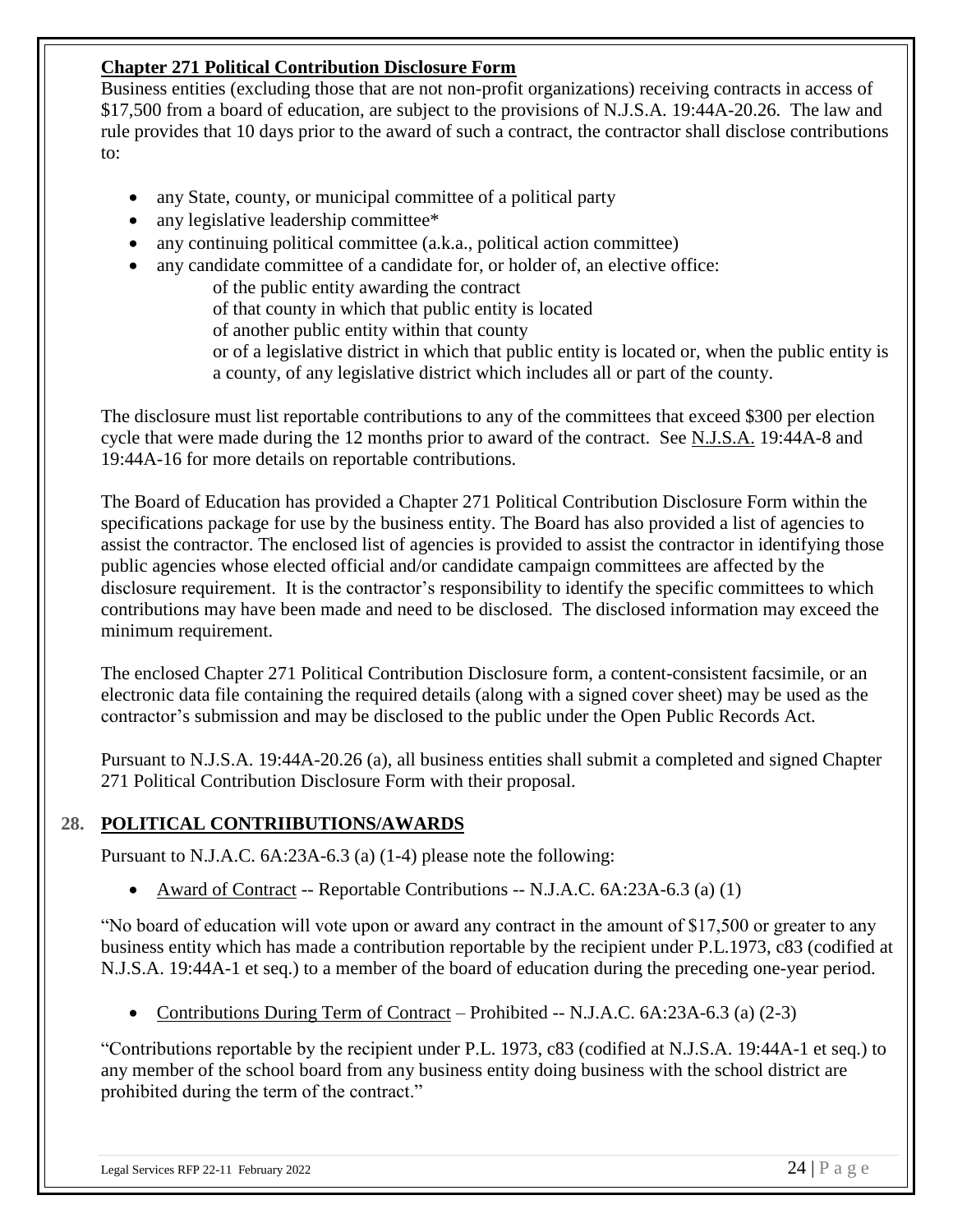**Chapter 271 Political Contribution Disclosure Form**

Business entities (excluding those that are not non-profit organizations) receiving contracts in access of $17,500 from a board of education, are subject to the provisions of N.J.S.A. 19:44A-20.26. The law and rule provides that 10 days prior to the award of such a contract, the contractor shall disclose contributions to:

- any State, county, or municipal committee of a political party
- any legislative leadership committee*
- any continuing political committee (a.k.a., political action committee)
- any candidate committee of a candidate for, or holder of, an elective office:
  - of the public entity awarding the contract
  - of that county in which that public entity is located
  - of another public entity within that county
  - or of a legislative district in which that public entity is located or, when the public entity is a county, of any legislative district which includes all or part of the county.

The disclosure must list reportable contributions to any of the committees that exceed $300 per election cycle that were made during the 12 months prior to award of the contract. See N.J.S.A. 19:44A-8 and 19:44A-16 for more details on reportable contributions.

The Board of Education has provided a Chapter 271 Political Contribution Disclosure Form within the specifications package for use by the business entity. The Board has also provided a list of agencies to assist the contractor. The enclosed list of agencies is provided to assist the contractor in identifying those public agencies whose elected official and/or candidate campaign committees are affected by the disclosure requirement. It is the contractor's responsibility to identify the specific committees to which contributions may have been made and need to be disclosed. The disclosed information may exceed the minimum requirement.

The enclosed Chapter 271 Political Contribution Disclosure form, a content-consistent facsimile, or an electronic data file containing the required details (along with a signed cover sheet) may be used as the contractor's submission and may be disclosed to the public under the Open Public Records Act.

Pursuant to N.J.S.A. 19:44A-20.26 (a), all business entities shall submit a completed and signed Chapter 271 Political Contribution Disclosure Form with their proposal.

## 28. POLITICAL CONTRIIBUTIONS/AWARDS

Pursuant to N.J.A.C. 6A:23A-6.3 (a) (1-4) please note the following:

- Award of Contract -- Reportable Contributions -- N.J.A.C. 6A:23A-6.3 (a) (1)

"No board of education will vote upon or award any contract in the amount of $17,500 or greater to any business entity which has made a contribution reportable by the recipient under P.L.1973, c83 (codified at N.J.S.A. 19:44A-1 et seq.) to a member of the board of education during the preceding one-year period.

- Contributions During Term of Contract – Prohibited -- N.J.A.C. 6A:23A-6.3 (a) (2-3)

"Contributions reportable by the recipient under P.L. 1973, c83 (codified at N.J.S.A. 19:44A-1 et seq.) to any member of the school board from any business entity doing business with the school district are prohibited during the term of the contract."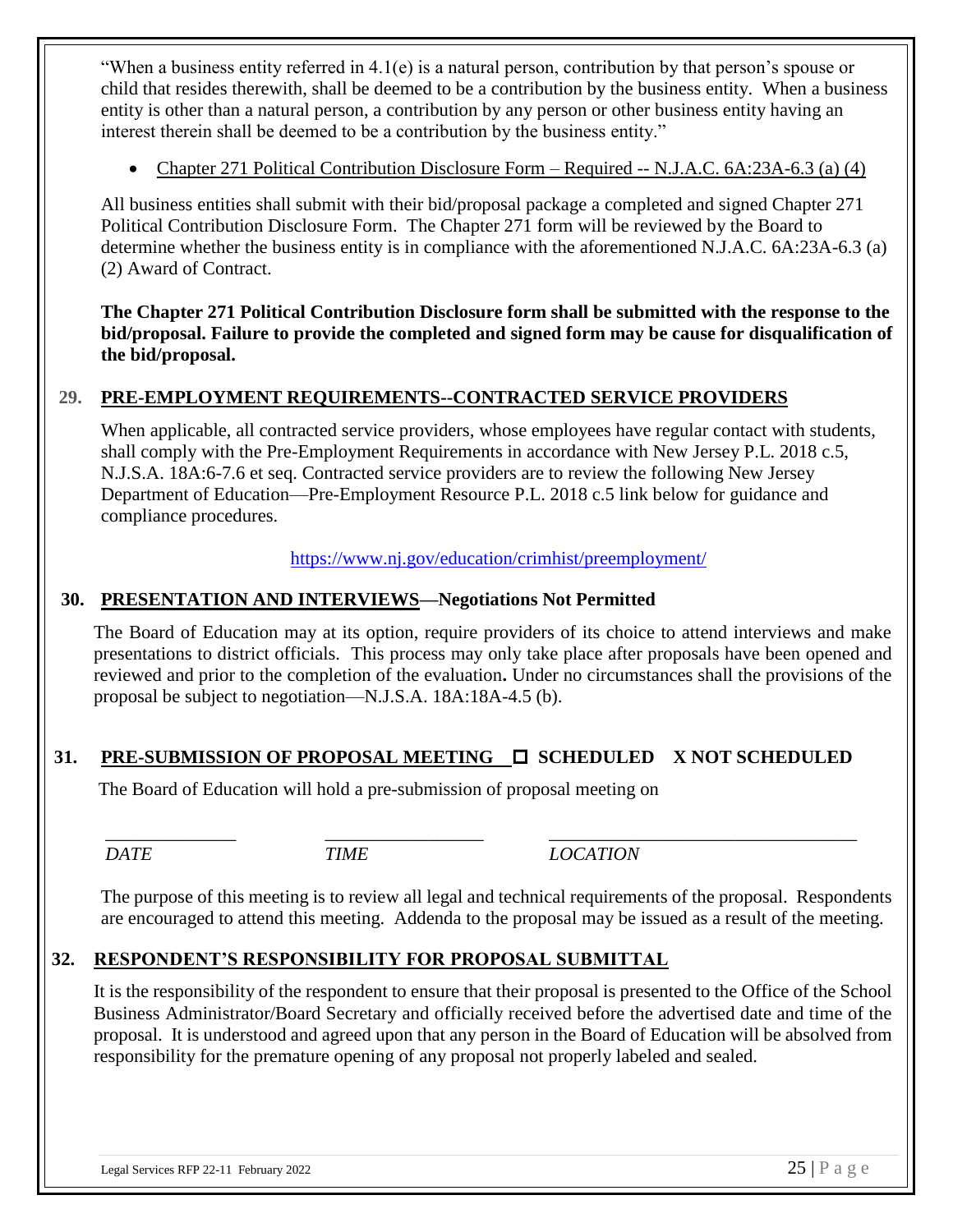"When a business entity referred in 4.1(e) is a natural person, contribution by that person's spouse or child that resides therewith, shall be deemed to be a contribution by the business entity. When a business entity is other than a natural person, a contribution by any person or other business entity having an interest therein shall be deemed to be a contribution by the business entity."

- Chapter 271 Political Contribution Disclosure Form – Required -- N.J.A.C. 6A:23A-6.3 (a) (4)

All business entities shall submit with their bid/proposal package a completed and signed Chapter 271 Political Contribution Disclosure Form. The Chapter 271 form will be reviewed by the Board to determine whether the business entity is in compliance with the aforementioned N.J.A.C. 6A:23A-6.3 (a) (2) Award of Contract.

**The Chapter 271 Political Contribution Disclosure form shall be submitted with the response to the bid/proposal. Failure to provide the completed and signed form may be cause for disqualification of the bid/proposal.**

## 29. PRE-EMPLOYMENT REQUIREMENTS--CONTRACTED SERVICE PROVIDERS

When applicable, all contracted service providers, whose employees have regular contact with students, shall comply with the Pre-Employment Requirements in accordance with New Jersey P.L. 2018 c.5, N.J.S.A. 18A:6-7.6 et seq. Contracted service providers are to review the following New Jersey Department of Education—Pre-Employment Resource P.L. 2018 c.5 link below for guidance and compliance procedures.

https://www.nj.gov/education/crimhist/preemployment/

## 30. PRESENTATION AND INTERVIEWS—Negotiations Not Permitted

The Board of Education may at its option, require providers of its choice to attend interviews and make presentations to district officials. This process may only take place after proposals have been opened and reviewed and prior to the completion of the evaluation**.** Under no circumstances shall the provisions of the proposal be subject to negotiation—N.J.S.A. 18A:18A-4.5 (b).

## 31. PRE-SUBMISSION OF PROPOSAL MEETING ☐ SCHEDULED X NOT SCHEDULED

The Board of Education will hold a pre-submission of proposal meeting on

______________ *DATE* ________________ *TIME* ________________________________ *LOCATION*

The purpose of this meeting is to review all legal and technical requirements of the proposal. Respondents are encouraged to attend this meeting. Addenda to the proposal may be issued as a result of the meeting.

## 32. RESPONDENT'S RESPONSIBILITY FOR PROPOSAL SUBMITTAL

It is the responsibility of the respondent to ensure that their proposal is presented to the Office of the School Business Administrator/Board Secretary and officially received before the advertised date and time of the proposal. It is understood and agreed upon that any person in the Board of Education will be absolved from responsibility for the premature opening of any proposal not properly labeled and sealed.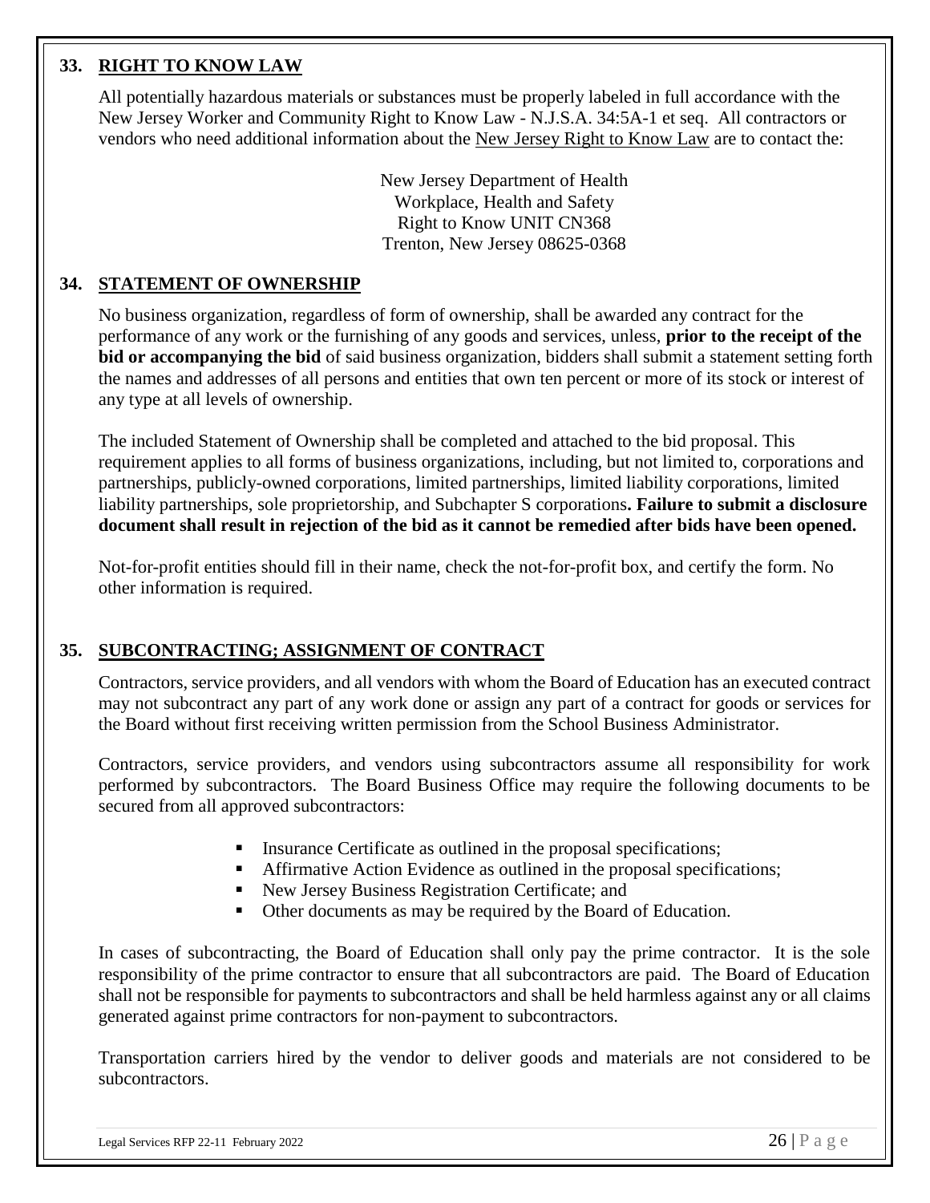## 33. RIGHT TO KNOW LAW

All potentially hazardous materials or substances must be properly labeled in full accordance with the New Jersey Worker and Community Right to Know Law - N.J.S.A. 34:5A-1 et seq. All contractors or vendors who need additional information about the New Jersey Right to Know Law are to contact the:

New Jersey Department of Health
Workplace, Health and Safety
Right to Know UNIT CN368
Trenton, New Jersey 08625-0368

## 34. STATEMENT OF OWNERSHIP

No business organization, regardless of form of ownership, shall be awarded any contract for the performance of any work or the furnishing of any goods and services, unless, **prior to the receipt of the bid or accompanying the bid** of said business organization, bidders shall submit a statement setting forth the names and addresses of all persons and entities that own ten percent or more of its stock or interest of any type at all levels of ownership.

The included Statement of Ownership shall be completed and attached to the bid proposal. This requirement applies to all forms of business organizations, including, but not limited to, corporations and partnerships, publicly-owned corporations, limited partnerships, limited liability corporations, limited liability partnerships, sole proprietorship, and Subchapter S corporations**. Failure to submit a disclosure document shall result in rejection of the bid as it cannot be remedied after bids have been opened.**

Not-for-profit entities should fill in their name, check the not-for-profit box, and certify the form. No other information is required.

## 35. SUBCONTRACTING; ASSIGNMENT OF CONTRACT

Contractors, service providers, and all vendors with whom the Board of Education has an executed contract may not subcontract any part of any work done or assign any part of a contract for goods or services for the Board without first receiving written permission from the School Business Administrator.

Contractors, service providers, and vendors using subcontractors assume all responsibility for work performed by subcontractors. The Board Business Office may require the following documents to be secured from all approved subcontractors:

- Insurance Certificate as outlined in the proposal specifications;
- Affirmative Action Evidence as outlined in the proposal specifications;
- New Jersey Business Registration Certificate; and
- Other documents as may be required by the Board of Education.

In cases of subcontracting, the Board of Education shall only pay the prime contractor. It is the sole responsibility of the prime contractor to ensure that all subcontractors are paid. The Board of Education shall not be responsible for payments to subcontractors and shall be held harmless against any or all claims generated against prime contractors for non-payment to subcontractors.

Transportation carriers hired by the vendor to deliver goods and materials are not considered to be subcontractors.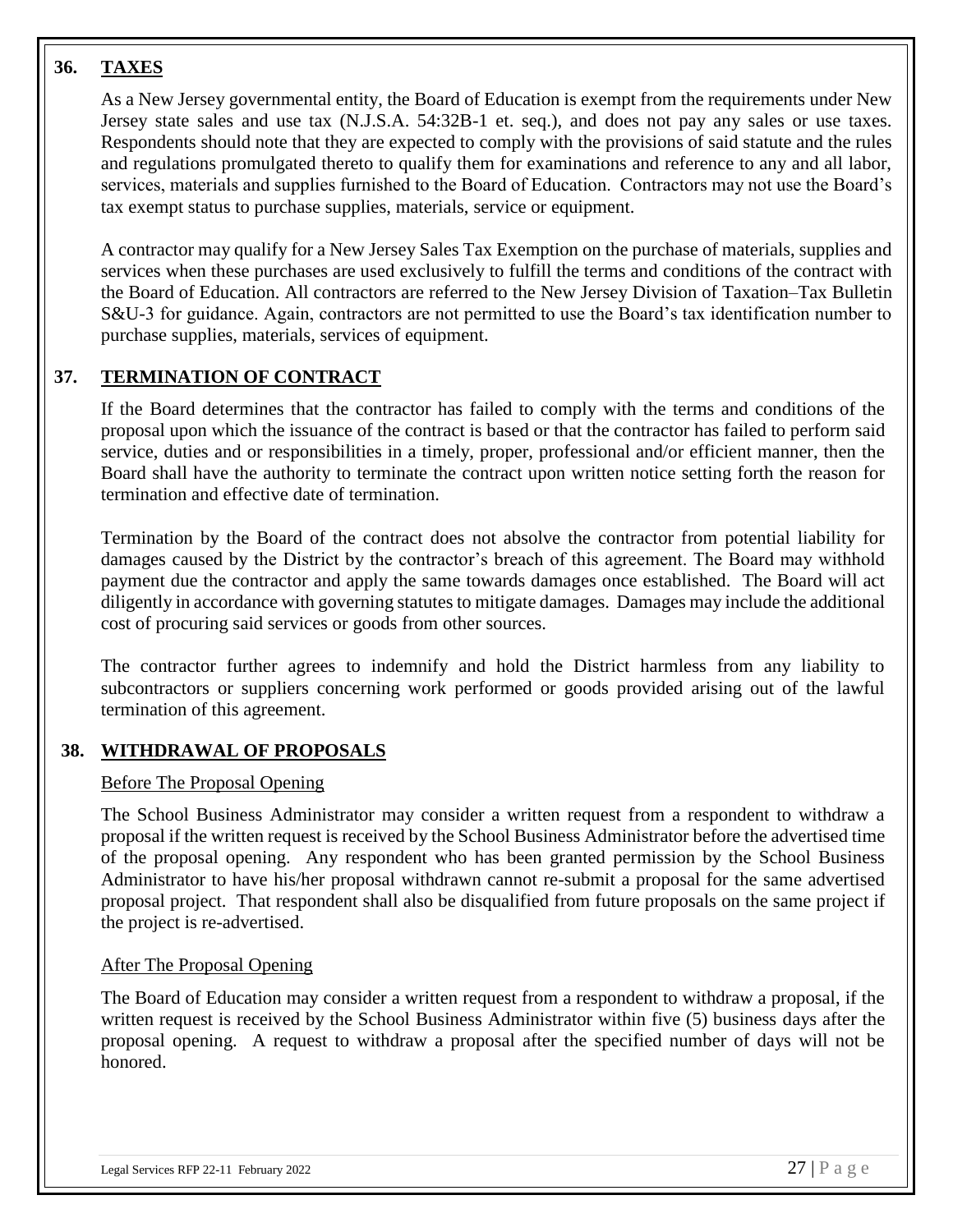## 36. TAXES

As a New Jersey governmental entity, the Board of Education is exempt from the requirements under New Jersey state sales and use tax (N.J.S.A. 54:32B-1 et. seq.), and does not pay any sales or use taxes. Respondents should note that they are expected to comply with the provisions of said statute and the rules and regulations promulgated thereto to qualify them for examinations and reference to any and all labor, services, materials and supplies furnished to the Board of Education. Contractors may not use the Board's tax exempt status to purchase supplies, materials, service or equipment.

A contractor may qualify for a New Jersey Sales Tax Exemption on the purchase of materials, supplies and services when these purchases are used exclusively to fulfill the terms and conditions of the contract with the Board of Education. All contractors are referred to the New Jersey Division of Taxation–Tax Bulletin S&U-3 for guidance. Again, contractors are not permitted to use the Board's tax identification number to purchase supplies, materials, services of equipment.

## 37. TERMINATION OF CONTRACT

If the Board determines that the contractor has failed to comply with the terms and conditions of the proposal upon which the issuance of the contract is based or that the contractor has failed to perform said service, duties and or responsibilities in a timely, proper, professional and/or efficient manner, then the Board shall have the authority to terminate the contract upon written notice setting forth the reason for termination and effective date of termination.

Termination by the Board of the contract does not absolve the contractor from potential liability for damages caused by the District by the contractor's breach of this agreement. The Board may withhold payment due the contractor and apply the same towards damages once established. The Board will act diligently in accordance with governing statutes to mitigate damages. Damages may include the additional cost of procuring said services or goods from other sources.

The contractor further agrees to indemnify and hold the District harmless from any liability to subcontractors or suppliers concerning work performed or goods provided arising out of the lawful termination of this agreement.

## 38. WITHDRAWAL OF PROPOSALS

Before The Proposal Opening

The School Business Administrator may consider a written request from a respondent to withdraw a proposal if the written request is received by the School Business Administrator before the advertised time of the proposal opening. Any respondent who has been granted permission by the School Business Administrator to have his/her proposal withdrawn cannot re-submit a proposal for the same advertised proposal project. That respondent shall also be disqualified from future proposals on the same project if the project is re-advertised.

After The Proposal Opening

The Board of Education may consider a written request from a respondent to withdraw a proposal, if the written request is received by the School Business Administrator within five (5) business days after the proposal opening. A request to withdraw a proposal after the specified number of days will not be honored.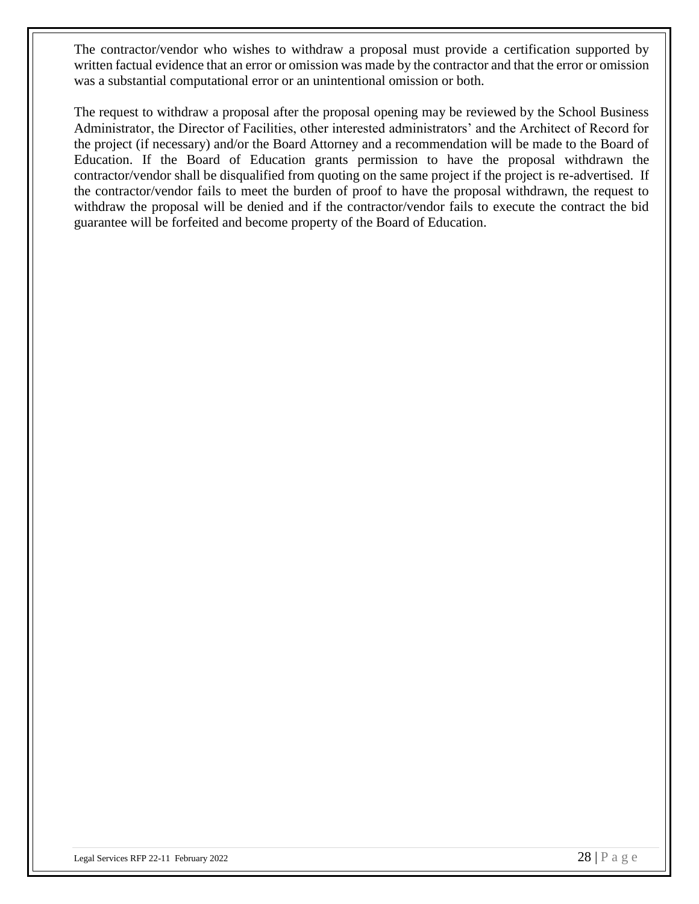The contractor/vendor who wishes to withdraw a proposal must provide a certification supported by written factual evidence that an error or omission was made by the contractor and that the error or omission was a substantial computational error or an unintentional omission or both.

The request to withdraw a proposal after the proposal opening may be reviewed by the School Business Administrator, the Director of Facilities, other interested administrators' and the Architect of Record for the project (if necessary) and/or the Board Attorney and a recommendation will be made to the Board of Education. If the Board of Education grants permission to have the proposal withdrawn the contractor/vendor shall be disqualified from quoting on the same project if the project is re-advertised. If the contractor/vendor fails to meet the burden of proof to have the proposal withdrawn, the request to withdraw the proposal will be denied and if the contractor/vendor fails to execute the contract the bid guarantee will be forfeited and become property of the Board of Education.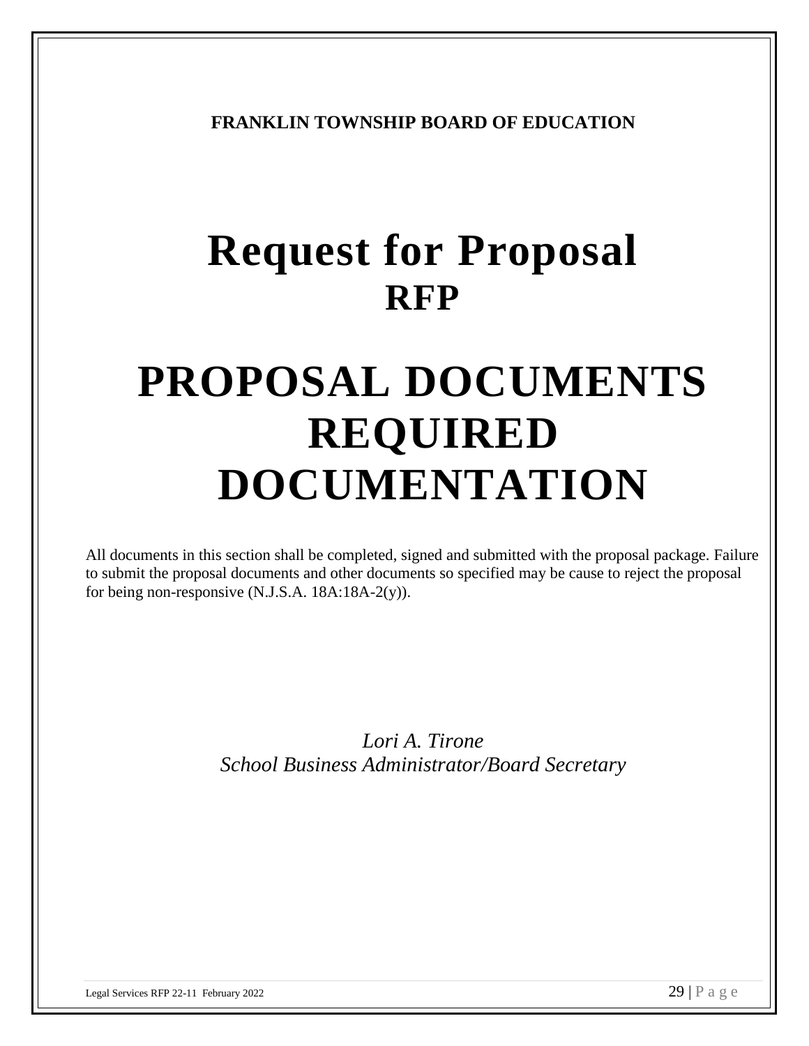**FRANKLIN TOWNSHIP BOARD OF EDUCATION**

# Request for Proposal
## RFP

# PROPOSAL DOCUMENTS REQUIRED DOCUMENTATION

All documents in this section shall be completed, signed and submitted with the proposal package. Failure to submit the proposal documents and other documents so specified may be cause to reject the proposal for being non-responsive (N.J.S.A. 18A:18A-2(y)).

*Lori A. Tirone*
*School Business Administrator/Board Secretary*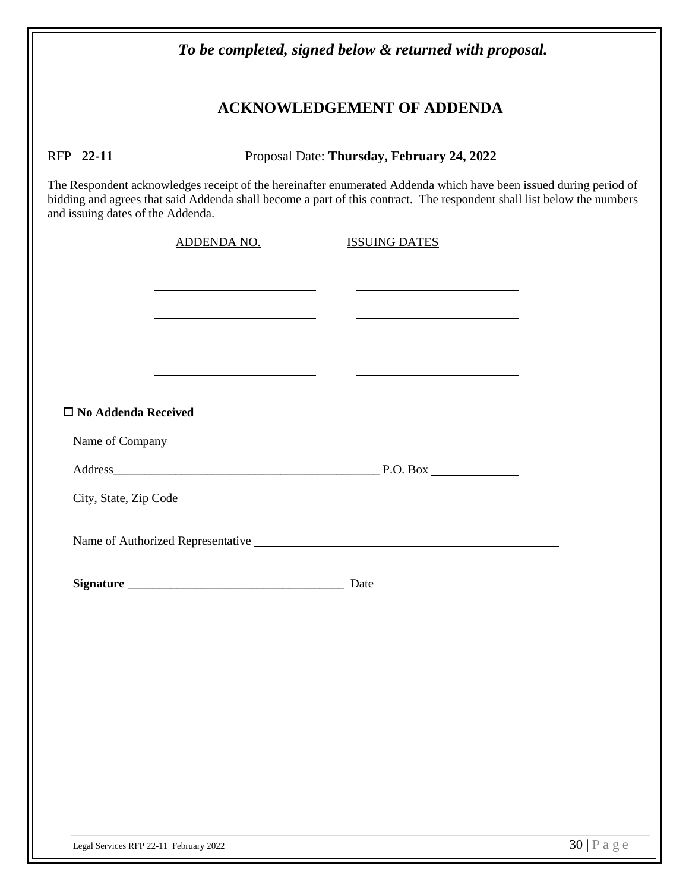*To be completed, signed below & returned with proposal.*

## ACKNOWLEDGEMENT OF ADDENDA

RFP **22-11** Proposal Date: **Thursday, February 24, 2022**

The Respondent acknowledges receipt of the hereinafter enumerated Addenda which have been issued during period of bidding and agrees that said Addenda shall become a part of this contract. The respondent shall list below the numbers and issuing dates of the Addenda.

| ADDENDA NO. | ISSUING DATES |
|---|---|
| ____________________ | ____________________ |
| ____________________ | ____________________ |
| ____________________ | ____________________ |
| ____________________ | ____________________ |

☐ **No Addenda Received**

Name of Company ______________________________________________

Address_____________________________________________ P.O. Box ______________

City, State, Zip Code ______________________________________________

Name of Authorized Representative ______________________________________________

**Signature** ____________________________________ Date ______________________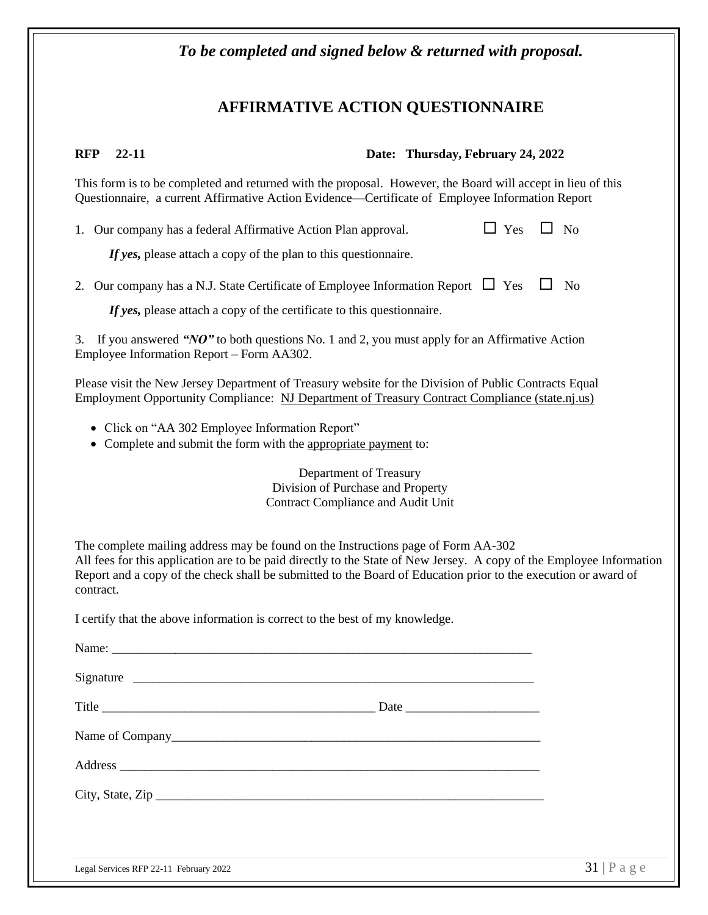***To be completed and signed below & returned with proposal.***

# AFFIRMATIVE ACTION QUESTIONNAIRE

**RFP 22-11** **Date: Thursday, February 24, 2022**

This form is to be completed and returned with the proposal. However, the Board will accept in lieu of this Questionnaire, a current Affirmative Action Evidence—Certificate of Employee Information Report

1. Our company has a federal Affirmative Action Plan approval. ☐ Yes ☐ No

   ***If yes,*** please attach a copy of the plan to this questionnaire.

2. Our company has a N.J. State Certificate of Employee Information Report ☐ Yes ☐ No

   ***If yes,*** please attach a copy of the certificate to this questionnaire.

3. If you answered ***"NO"*** to both questions No. 1 and 2, you must apply for an Affirmative Action Employee Information Report – Form AA302.

Please visit the New Jersey Department of Treasury website for the Division of Public Contracts Equal Employment Opportunity Compliance: NJ Department of Treasury Contract Compliance (state.nj.us)

- Click on "AA 302 Employee Information Report"
- Complete and submit the form with the appropriate payment to:

Department of Treasury
Division of Purchase and Property
Contract Compliance and Audit Unit

The complete mailing address may be found on the Instructions page of Form AA-302
All fees for this application are to be paid directly to the State of New Jersey. A copy of the Employee Information Report and a copy of the check shall be submitted to the Board of Education prior to the execution or award of contract.

I certify that the above information is correct to the best of my knowledge.

Name: ____________________________________________________________________

Signature ________________________________________________________________

Title ___________________________________________ Date _____________________

Name of Company__________________________________________________________

Address __________________________________________________________________

City, State, Zip ____________________________________________________________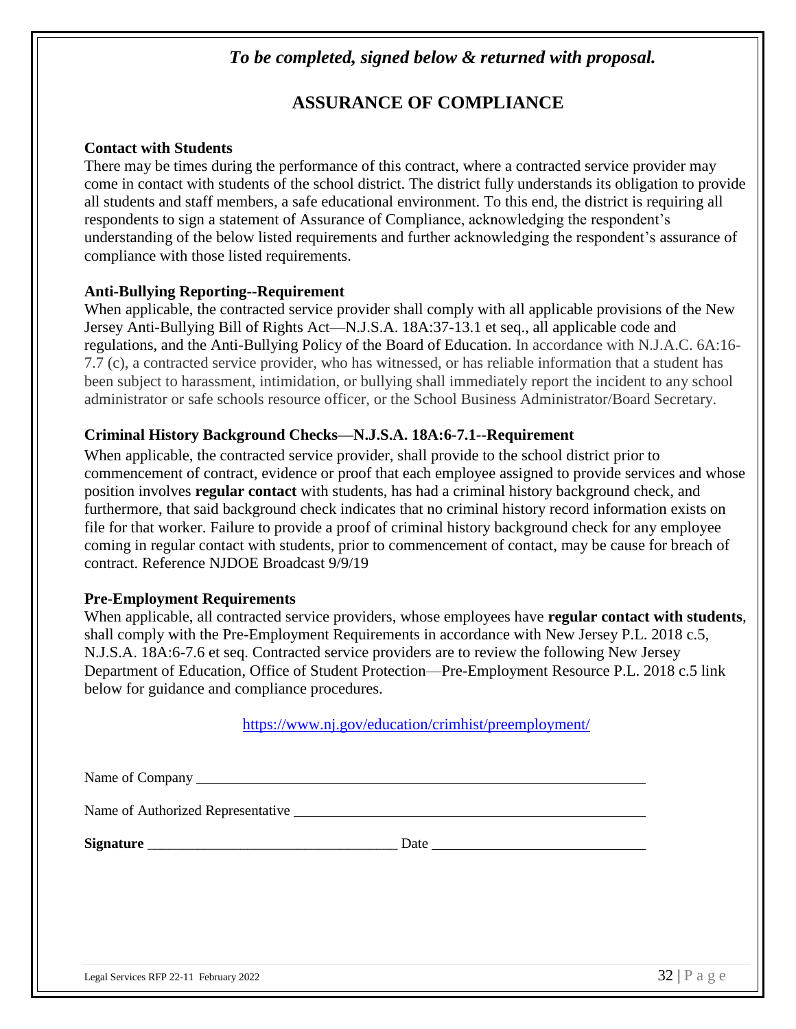*To be completed, signed below & returned with proposal.*

# ASSURANCE OF COMPLIANCE

**Contact with Students**

There may be times during the performance of this contract, where a contracted service provider may come in contact with students of the school district. The district fully understands its obligation to provide all students and staff members, a safe educational environment. To this end, the district is requiring all respondents to sign a statement of Assurance of Compliance, acknowledging the respondent's understanding of the below listed requirements and further acknowledging the respondent's assurance of compliance with those listed requirements.

**Anti-Bullying Reporting--Requirement**

When applicable, the contracted service provider shall comply with all applicable provisions of the New Jersey Anti-Bullying Bill of Rights Act—N.J.S.A. 18A:37-13.1 et seq., all applicable code and regulations, and the Anti-Bullying Policy of the Board of Education. In accordance with N.J.A.C. 6A:16-7.7 (c), a contracted service provider, who has witnessed, or has reliable information that a student has been subject to harassment, intimidation, or bullying shall immediately report the incident to any school administrator or safe schools resource officer, or the School Business Administrator/Board Secretary.

**Criminal History Background Checks—N.J.S.A. 18A:6-7.1--Requirement**

When applicable, the contracted service provider, shall provide to the school district prior to commencement of contract, evidence or proof that each employee assigned to provide services and whose position involves **regular contact** with students, has had a criminal history background check, and furthermore, that said background check indicates that no criminal history record information exists on file for that worker. Failure to provide a proof of criminal history background check for any employee coming in regular contact with students, prior to commencement of contact, may be cause for breach of contract. Reference NJDOE Broadcast 9/9/19

**Pre-Employment Requirements**

When applicable, all contracted service providers, whose employees have **regular contact with students**, shall comply with the Pre-Employment Requirements in accordance with New Jersey P.L. 2018 c.5, N.J.S.A. 18A:6-7.6 et seq. Contracted service providers are to review the following New Jersey Department of Education, Office of Student Protection—Pre-Employment Resource P.L. 2018 c.5 link below for guidance and compliance procedures.

https://www.nj.gov/education/crimhist/preemployment/

Name of Company ______________________________________________

Name of Authorized Representative ______________________________________________

**Signature** ___________________________________ Date ______________________________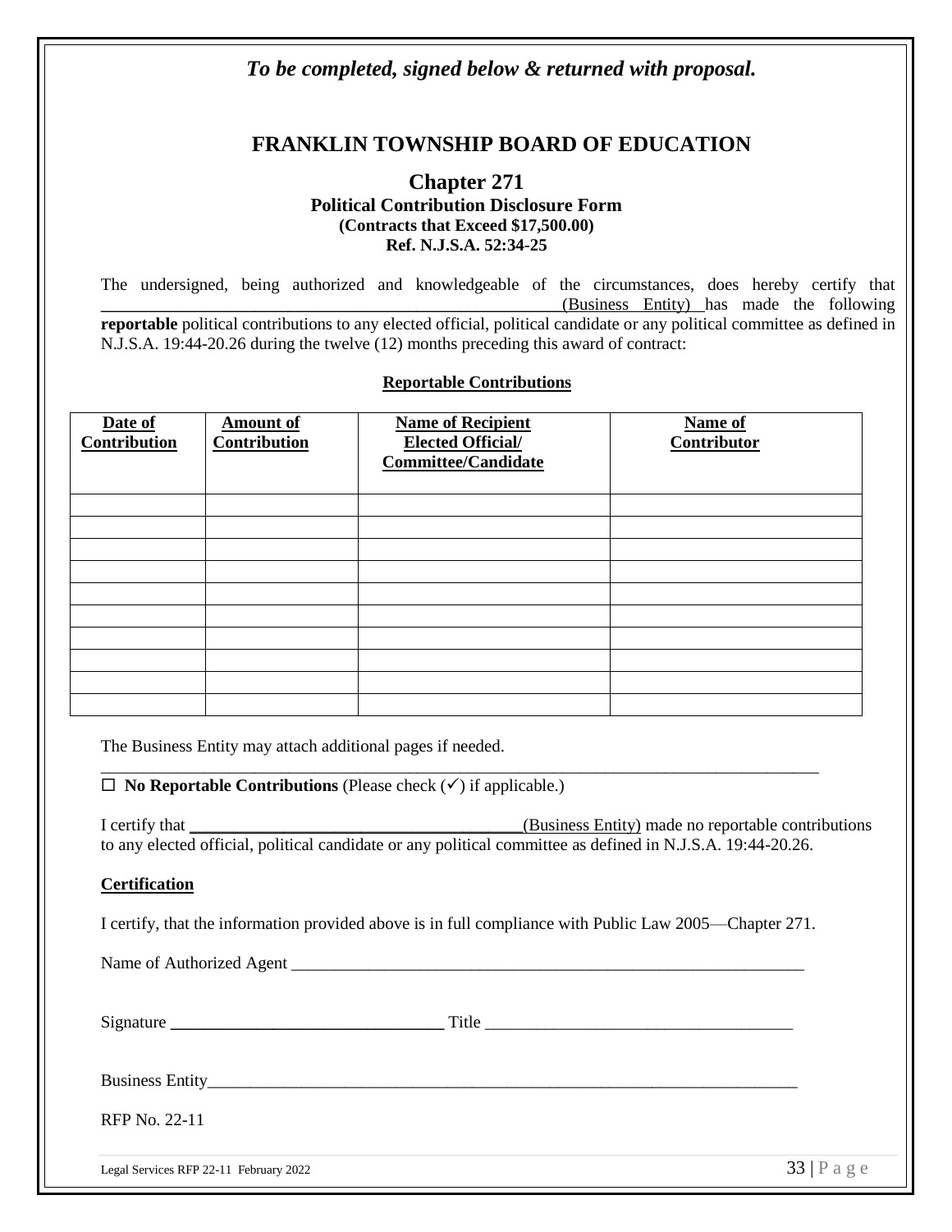*To be completed, signed below & returned with proposal.*

# FRANKLIN TOWNSHIP BOARD OF EDUCATION

## Chapter 271

**Political Contribution Disclosure Form**
**(Contracts that Exceed $17,500.00)**
**Ref. N.J.S.A. 52:34-25**

The undersigned, being authorized and knowledgeable of the circumstances, does hereby certify that ________________________________________________(Business Entity) has made the following **reportable** political contributions to any elected official, political candidate or any political committee as defined in N.J.S.A. 19:44-20.26 during the twelve (12) months preceding this award of contract:

**Reportable Contributions**

| Date of Contribution | Amount of Contribution | Name of Recipient Elected Official/ Committee/Candidate | Name of Contributor |
|---|---|---|---|
| | | | |
| | | | |
| | | | |
| | | | |
| | | | |
| | | | |
| | | | |
| | | | |
| | | | |
| | | | |

The Business Entity may attach additional pages if needed.

☐ **No Reportable Contributions** (Please check (✓) if applicable.)

I certify that ________________________________________(Business Entity) made no reportable contributions to any elected official, political candidate or any political committee as defined in N.J.S.A. 19:44-20.26.

**Certification**

I certify, that the information provided above is in full compliance with Public Law 2005—Chapter 271.

Name of Authorized Agent ______________________________________________________________

Signature ________________________________ Title ____________________________________

Business Entity_____________________________________________________________________

RFP No. 22-11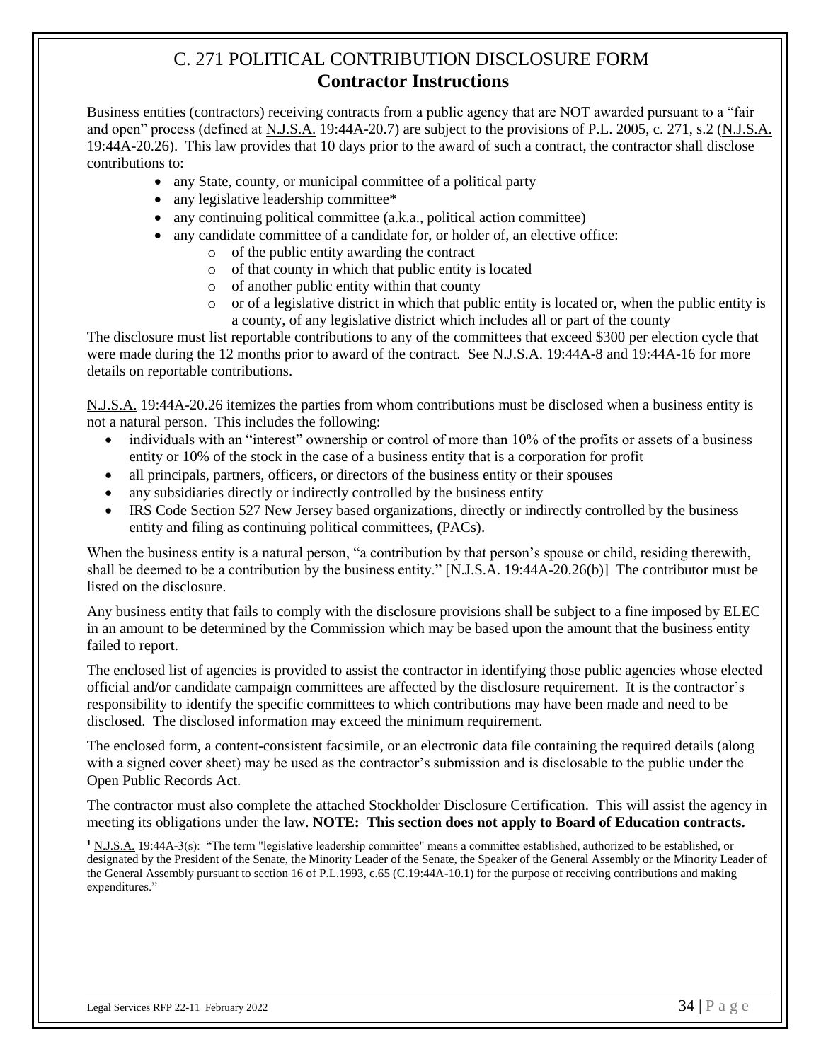# C. 271 POLITICAL CONTRIBUTION DISCLOSURE FORM
## Contractor Instructions

Business entities (contractors) receiving contracts from a public agency that are NOT awarded pursuant to a "fair and open" process (defined at N.J.S.A. 19:44A-20.7) are subject to the provisions of P.L. 2005, c. 271, s.2 (N.J.S.A. 19:44A-20.26). This law provides that 10 days prior to the award of such a contract, the contractor shall disclose contributions to:

- any State, county, or municipal committee of a political party
- any legislative leadership committee*
- any continuing political committee (a.k.a., political action committee)
- any candidate committee of a candidate for, or holder of, an elective office:
  - of the public entity awarding the contract
  - of that county in which that public entity is located
  - of another public entity within that county
  - or of a legislative district in which that public entity is located or, when the public entity is a county, of any legislative district which includes all or part of the county

The disclosure must list reportable contributions to any of the committees that exceed $300 per election cycle that were made during the 12 months prior to award of the contract. See N.J.S.A. 19:44A-8 and 19:44A-16 for more details on reportable contributions.

N.J.S.A. 19:44A-20.26 itemizes the parties from whom contributions must be disclosed when a business entity is not a natural person. This includes the following:

- individuals with an "interest" ownership or control of more than 10% of the profits or assets of a business entity or 10% of the stock in the case of a business entity that is a corporation for profit
- all principals, partners, officers, or directors of the business entity or their spouses
- any subsidiaries directly or indirectly controlled by the business entity
- IRS Code Section 527 New Jersey based organizations, directly or indirectly controlled by the business entity and filing as continuing political committees, (PACs).

When the business entity is a natural person, "a contribution by that person's spouse or child, residing therewith, shall be deemed to be a contribution by the business entity." [N.J.S.A. 19:44A-20.26(b)] The contributor must be listed on the disclosure.

Any business entity that fails to comply with the disclosure provisions shall be subject to a fine imposed by ELEC in an amount to be determined by the Commission which may be based upon the amount that the business entity failed to report.

The enclosed list of agencies is provided to assist the contractor in identifying those public agencies whose elected official and/or candidate campaign committees are affected by the disclosure requirement. It is the contractor's responsibility to identify the specific committees to which contributions may have been made and need to be disclosed. The disclosed information may exceed the minimum requirement.

The enclosed form, a content-consistent facsimile, or an electronic data file containing the required details (along with a signed cover sheet) may be used as the contractor's submission and is disclosable to the public under the Open Public Records Act.

The contractor must also complete the attached Stockholder Disclosure Certification. This will assist the agency in meeting its obligations under the law. **NOTE: This section does not apply to Board of Education contracts.**

[1] N.J.S.A. 19:44A-3(s): "The term "legislative leadership committee" means a committee established, authorized to be established, or designated by the President of the Senate, the Minority Leader of the Senate, the Speaker of the General Assembly or the Minority Leader of the General Assembly pursuant to section 16 of P.L.1993, c.65 (C.19:44A-10.1) for the purpose of receiving contributions and making expenditures."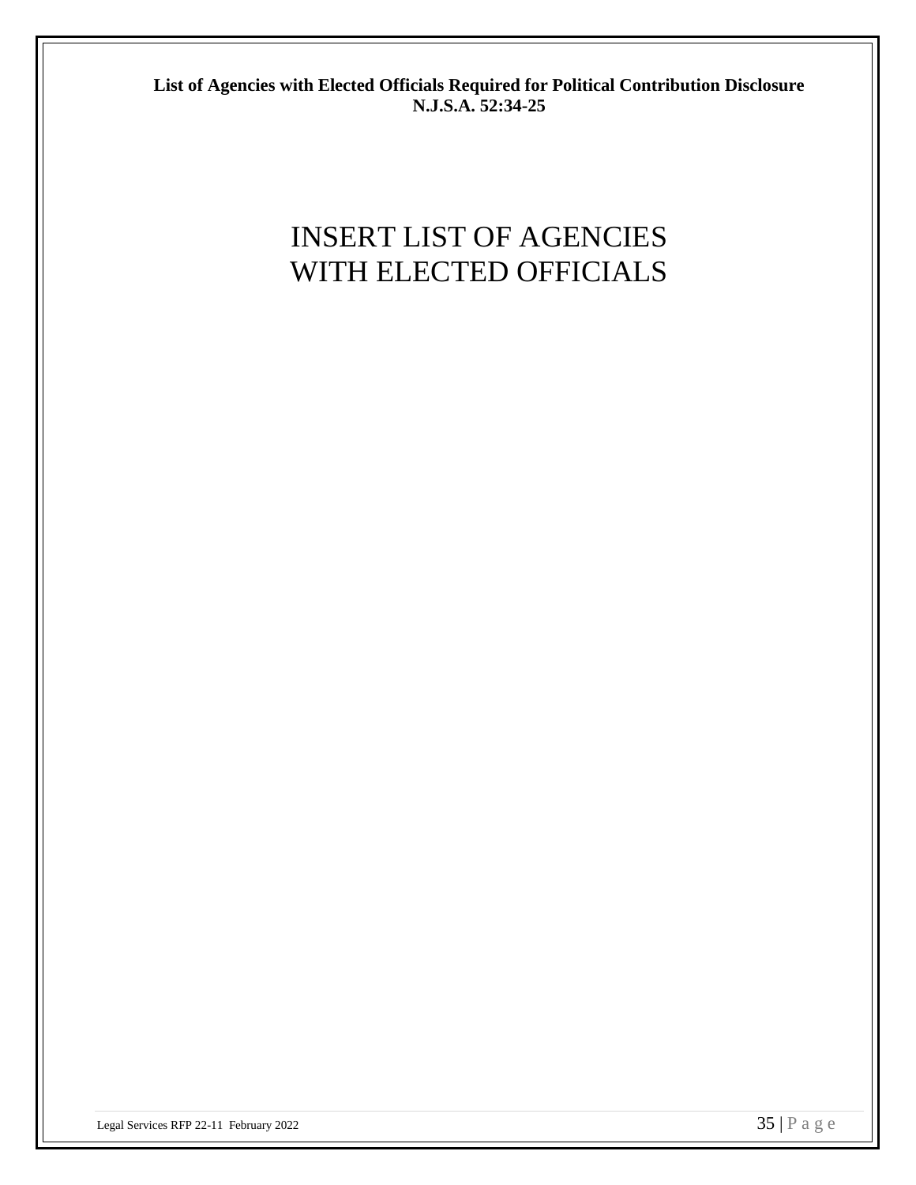**List of Agencies with Elected Officials Required for Political Contribution Disclosure**
**N.J.S.A. 52:34-25**

INSERT LIST OF AGENCIES
WITH ELECTED OFFICIALS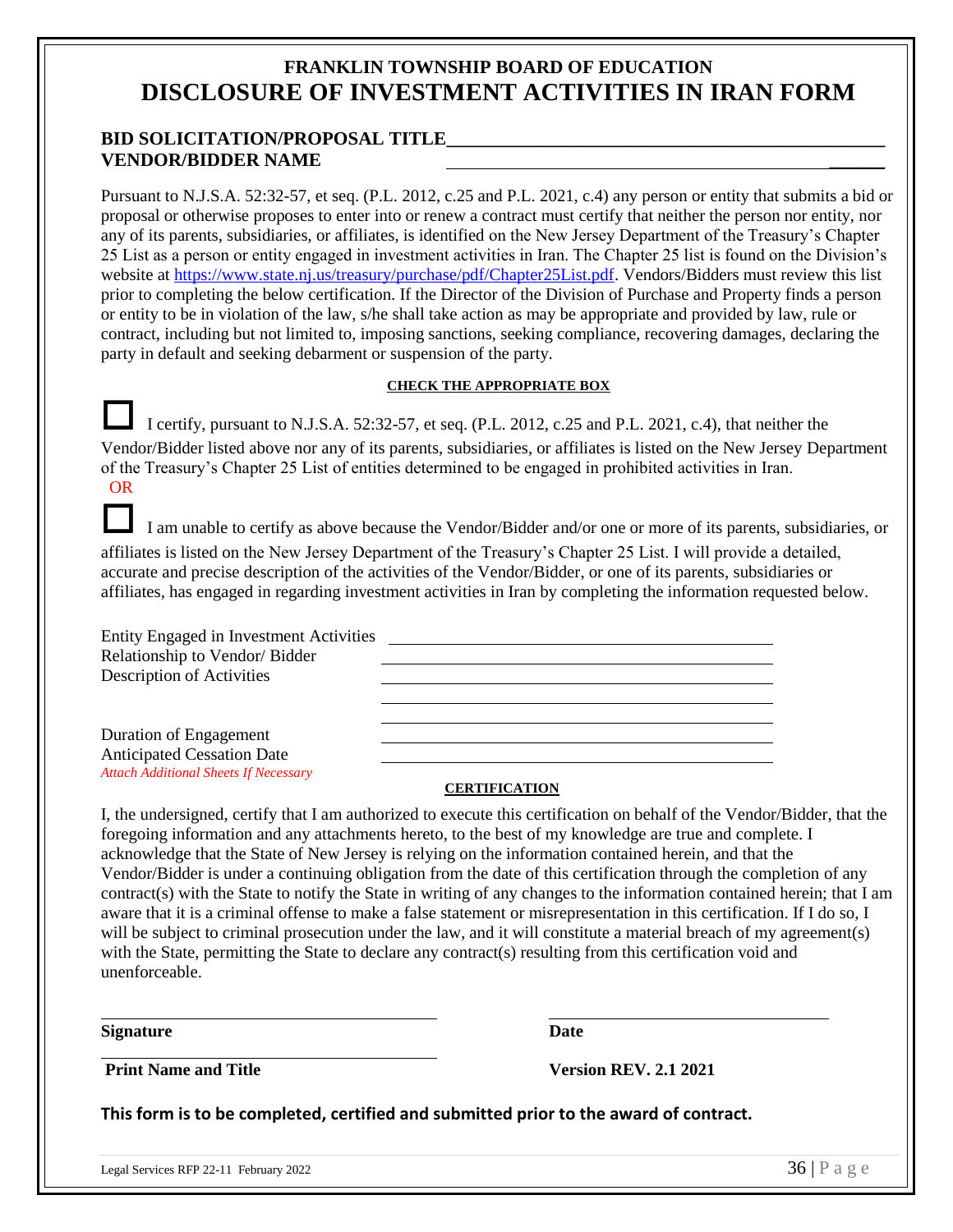# FRANKLIN TOWNSHIP BOARD OF EDUCATION
# DISCLOSURE OF INVESTMENT ACTIVITIES IN IRAN FORM

**BID SOLICITATION/PROPOSAL TITLE**\_\_\_\_\_\_\_\_\_\_\_\_\_\_\_\_\_\_\_\_\_\_\_\_\_\_\_\_\_\_\_\_\_\_\_\_\_\_\_\_\_\_\_\_\_\_\_\_
**VENDOR/BIDDER NAME** \_\_\_\_\_\_\_\_\_\_\_\_\_\_\_\_\_\_\_\_\_\_\_\_\_\_\_\_\_\_\_\_\_\_\_\_\_\_\_\_\_\_\_\_\_\_\_\_

Pursuant to N.J.S.A. 52:32-57, et seq. (P.L. 2012, c.25 and P.L. 2021, c.4) any person or entity that submits a bid or proposal or otherwise proposes to enter into or renew a contract must certify that neither the person nor entity, nor any of its parents, subsidiaries, or affiliates, is identified on the New Jersey Department of the Treasury's Chapter 25 List as a person or entity engaged in investment activities in Iran. The Chapter 25 list is found on the Division's website at https://www.state.nj.us/treasury/purchase/pdf/Chapter25List.pdf. Vendors/Bidders must review this list prior to completing the below certification. If the Director of the Division of Purchase and Property finds a person or entity to be in violation of the law, s/he shall take action as may be appropriate and provided by law, rule or contract, including but not limited to, imposing sanctions, seeking compliance, recovering damages, declaring the party in default and seeking debarment or suspension of the party.

**CHECK THE APPROPRIATE BOX**

☐ I certify, pursuant to N.J.S.A. 52:32-57, et seq. (P.L. 2012, c.25 and P.L. 2021, c.4), that neither the Vendor/Bidder listed above nor any of its parents, subsidiaries, or affiliates is listed on the New Jersey Department of the Treasury's Chapter 25 List of entities determined to be engaged in prohibited activities in Iran.

OR

☐ I am unable to certify as above because the Vendor/Bidder and/or one or more of its parents, subsidiaries, or affiliates is listed on the New Jersey Department of the Treasury's Chapter 25 List. I will provide a detailed, accurate and precise description of the activities of the Vendor/Bidder, or one of its parents, subsidiaries or affiliates, has engaged in regarding investment activities in Iran by completing the information requested below.

Entity Engaged in Investment Activities \_\_\_\_\_\_\_\_\_\_\_\_\_\_\_\_\_\_\_\_\_\_\_\_\_\_\_\_\_\_\_\_\_\_\_\_\_\_\_\_
Relationship to Vendor/ Bidder \_\_\_\_\_\_\_\_\_\_\_\_\_\_\_\_\_\_\_\_\_\_\_\_\_\_\_\_\_\_\_\_\_\_\_\_\_\_\_\_
Description of Activities \_\_\_\_\_\_\_\_\_\_\_\_\_\_\_\_\_\_\_\_\_\_\_\_\_\_\_\_\_\_\_\_\_\_\_\_\_\_\_\_
\_\_\_\_\_\_\_\_\_\_\_\_\_\_\_\_\_\_\_\_\_\_\_\_\_\_\_\_\_\_\_\_\_\_\_\_\_\_\_\_
\_\_\_\_\_\_\_\_\_\_\_\_\_\_\_\_\_\_\_\_\_\_\_\_\_\_\_\_\_\_\_\_\_\_\_\_\_\_\_\_
Duration of Engagement \_\_\_\_\_\_\_\_\_\_\_\_\_\_\_\_\_\_\_\_\_\_\_\_\_\_\_\_\_\_\_\_\_\_\_\_\_\_\_\_
Anticipated Cessation Date \_\_\_\_\_\_\_\_\_\_\_\_\_\_\_\_\_\_\_\_\_\_\_\_\_\_\_\_\_\_\_\_\_\_\_\_\_\_\_\_
*Attach Additional Sheets If Necessary*

**CERTIFICATION**

I, the undersigned, certify that I am authorized to execute this certification on behalf of the Vendor/Bidder, that the foregoing information and any attachments hereto, to the best of my knowledge are true and complete. I acknowledge that the State of New Jersey is relying on the information contained herein, and that the Vendor/Bidder is under a continuing obligation from the date of this certification through the completion of any contract(s) with the State to notify the State in writing of any changes to the information contained herein; that I am aware that it is a criminal offense to make a false statement or misrepresentation in this certification. If I do so, I will be subject to criminal prosecution under the law, and it will constitute a material breach of my agreement(s) with the State, permitting the State to declare any contract(s) resulting from this certification void and unenforceable.

\_\_\_\_\_\_\_\_\_\_\_\_\_\_\_\_\_\_\_\_\_\_\_\_\_\_\_\_\_\_\_\_\_\_\_\_ \_\_\_\_\_\_\_\_\_\_\_\_\_\_\_\_\_\_\_\_\_\_\_\_\_\_\_\_\_\_\_\_
**Signature** **Date**

\_\_\_\_\_\_\_\_\_\_\_\_\_\_\_\_\_\_\_\_\_\_\_\_\_\_\_\_\_\_\_\_\_\_\_\_
**Print Name and Title** **Version REV. 2.1 2021**

**This form is to be completed, certified and submitted prior to the award of contract.**

Legal Services RFP 22-11 February 2022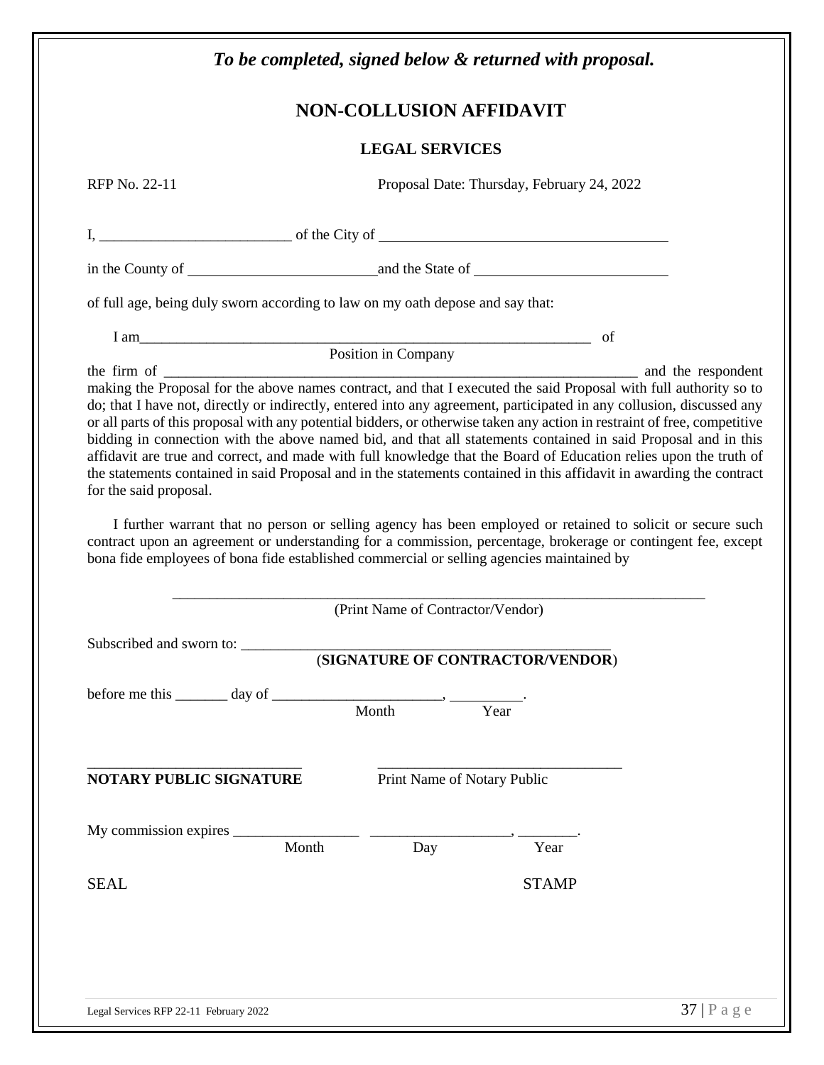*To be completed, signed below & returned with proposal.*

# NON-COLLUSION AFFIDAVIT

## LEGAL SERVICES

RFP No. 22-11 Proposal Date: Thursday, February 24, 2022

I, __________________________ of the City of ________________________________________

in the County of __________________________ and the State of __________________________

of full age, being duly sworn according to law on my oath depose and say that:

I am_______________________________________________________________ of
Position in Company

the firm of ___________________________________________________________________ and the respondent making the Proposal for the above names contract, and that I executed the said Proposal with full authority so to do; that I have not, directly or indirectly, entered into any agreement, participated in any collusion, discussed any or all parts of this proposal with any potential bidders, or otherwise taken any action in restraint of free, competitive bidding in connection with the above named bid, and that all statements contained in said Proposal and in this affidavit are true and correct, and made with full knowledge that the Board of Education relies upon the truth of the statements contained in said Proposal and in the statements contained in this affidavit in awarding the contract for the said proposal.

I further warrant that no person or selling agency has been employed or retained to solicit or secure such contract upon an agreement or understanding for a commission, percentage, brokerage or contingent fee, except bona fide employees of bona fide established commercial or selling agencies maintained by

___________________________________________________________________________
(Print Name of Contractor/Vendor)

Subscribed and sworn to: ________________________________________________
(**SIGNATURE OF CONTRACTOR/VENDOR**)

before me this _______ day of _______________________, __________.
Month Year

_____________________________ _________________________________
**NOTARY PUBLIC SIGNATURE** Print Name of Notary Public

My commission expires _________________ ___________________, ________.
Month Day Year

SEAL STAMP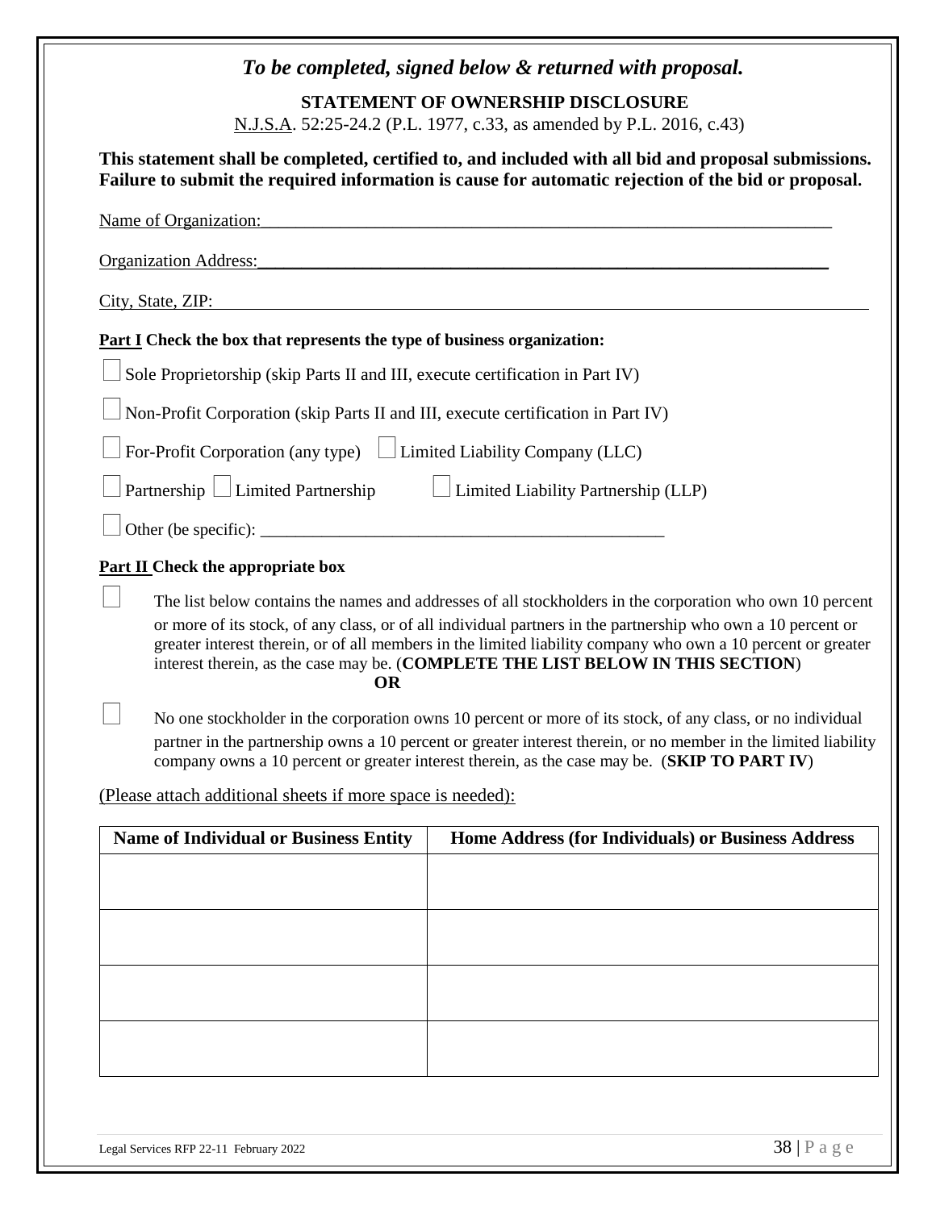*To be completed, signed below & returned with proposal.*

**STATEMENT OF OWNERSHIP DISCLOSURE**

N.J.S.A. 52:25-24.2 (P.L. 1977, c.33, as amended by P.L. 2016, c.43)

**This statement shall be completed, certified to, and included with all bid and proposal submissions. Failure to submit the required information is cause for automatic rejection of the bid or proposal.**

Name of Organization:______________________________________________________________

Organization Address:______________________________________________________________

City, State, ZIP:______________________________________________________________

**Part I Check the box that represents the type of business organization:**

☐ Sole Proprietorship (skip Parts II and III, execute certification in Part IV)

☐ Non-Profit Corporation (skip Parts II and III, execute certification in Part IV)

☐ For-Profit Corporation (any type) ☐ Limited Liability Company (LLC)

☐ Partnership ☐ Limited Partnership ☐ Limited Liability Partnership (LLP)

☐ Other (be specific): ______________________________________________

**Part II Check the appropriate box**

☐ The list below contains the names and addresses of all stockholders in the corporation who own 10 percent or more of its stock, of any class, or of all individual partners in the partnership who own a 10 percent or greater interest therein, or of all members in the limited liability company who own a 10 percent or greater interest therein, as the case may be. (**COMPLETE THE LIST BELOW IN THIS SECTION**)

**OR**

☐ No one stockholder in the corporation owns 10 percent or more of its stock, of any class, or no individual partner in the partnership owns a 10 percent or greater interest therein, or no member in the limited liability company owns a 10 percent or greater interest therein, as the case may be. (**SKIP TO PART IV**)

(Please attach additional sheets if more space is needed):

| Name of Individual or Business Entity | Home Address (for Individuals) or Business Address |
|---|---|
| | |
| | |
| | |
| | |

Legal Services RFP 22-11 February 2022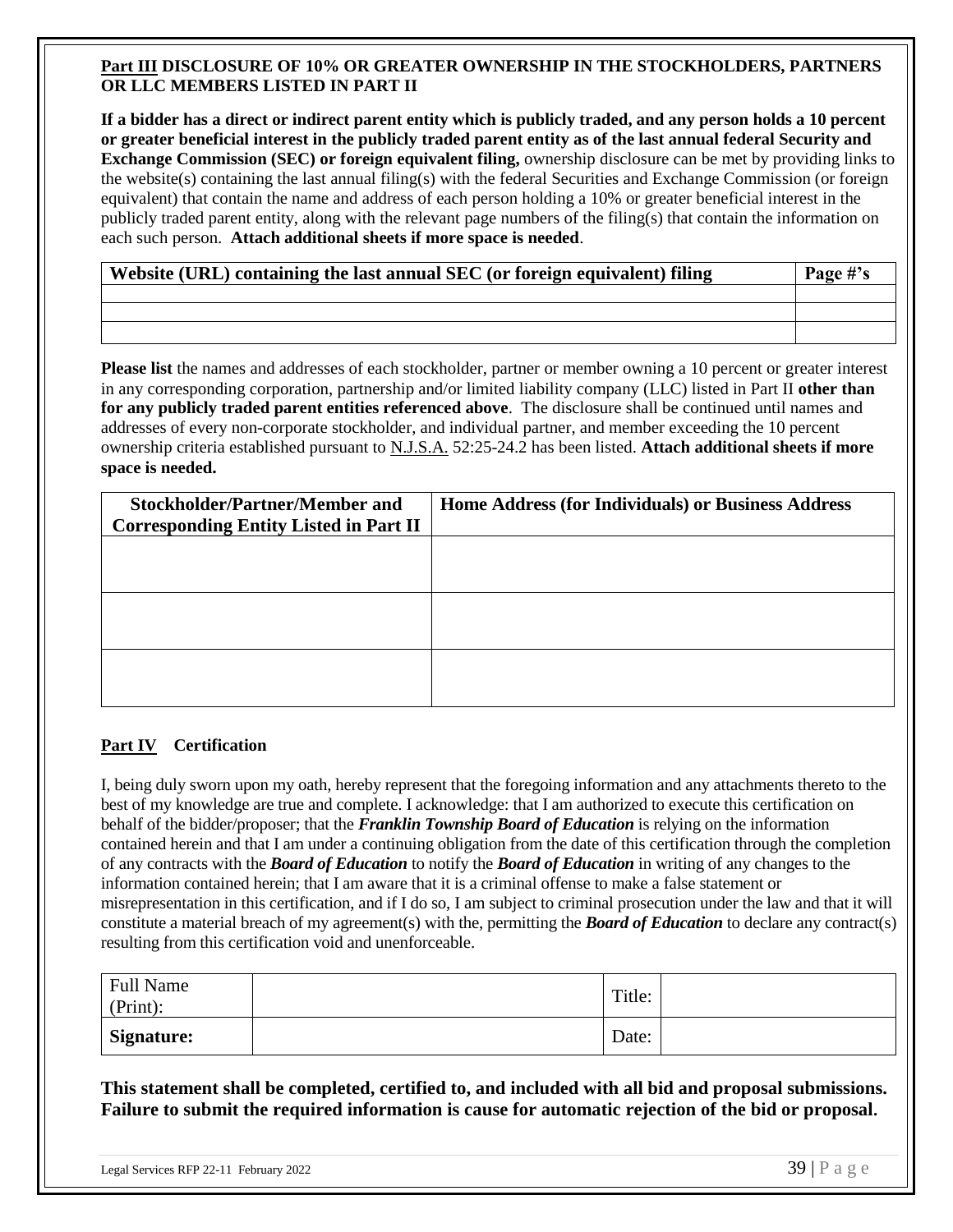**<u>Part III</u> DISCLOSURE OF 10% OR GREATER OWNERSHIP IN THE STOCKHOLDERS, PARTNERS OR LLC MEMBERS LISTED IN PART II**

**If a bidder has a direct or indirect parent entity which is publicly traded, and any person holds a 10 percent or greater beneficial interest in the publicly traded parent entity as of the last annual federal Security and Exchange Commission (SEC) or foreign equivalent filing,** ownership disclosure can be met by providing links to the website(s) containing the last annual filing(s) with the federal Securities and Exchange Commission (or foreign equivalent) that contain the name and address of each person holding a 10% or greater beneficial interest in the publicly traded parent entity, along with the relevant page numbers of the filing(s) that contain the information on each such person. **Attach additional sheets if more space is needed**.

| Website (URL) containing the last annual SEC (or foreign equivalent) filing | Page #'s |
|---|---|
| | |
| | |
| | |

**Please list** the names and addresses of each stockholder, partner or member owning a 10 percent or greater interest in any corresponding corporation, partnership and/or limited liability company (LLC) listed in Part II **other than for any publicly traded parent entities referenced above**. The disclosure shall be continued until names and addresses of every non-corporate stockholder, and individual partner, and member exceeding the 10 percent ownership criteria established pursuant to <u>N.J.S.A.</u> 52:25-24.2 has been listed. **Attach additional sheets if more space is needed.**

| Stockholder/Partner/Member and Corresponding Entity Listed in Part II | Home Address (for Individuals) or Business Address |
|---|---|
| | |
| | |
| | |

**<u>Part IV</u> Certification**

I, being duly sworn upon my oath, hereby represent that the foregoing information and any attachments thereto to the best of my knowledge are true and complete. I acknowledge: that I am authorized to execute this certification on behalf of the bidder/proposer; that the ***Franklin Township Board of Education*** is relying on the information contained herein and that I am under a continuing obligation from the date of this certification through the completion of any contracts with the ***Board of Education*** to notify the ***Board of Education*** in writing of any changes to the information contained herein; that I am aware that it is a criminal offense to make a false statement or misrepresentation in this certification, and if I do so, I am subject to criminal prosecution under the law and that it will constitute a material breach of my agreement(s) with the, permitting the ***Board of Education*** to declare any contract(s) resulting from this certification void and unenforceable.

| Full Name (Print): | | Title: | |
|---|---|---|---|
| **Signature:** | | Date: | |

**This statement shall be completed, certified to, and included with all bid and proposal submissions. Failure to submit the required information is cause for automatic rejection of the bid or proposal.**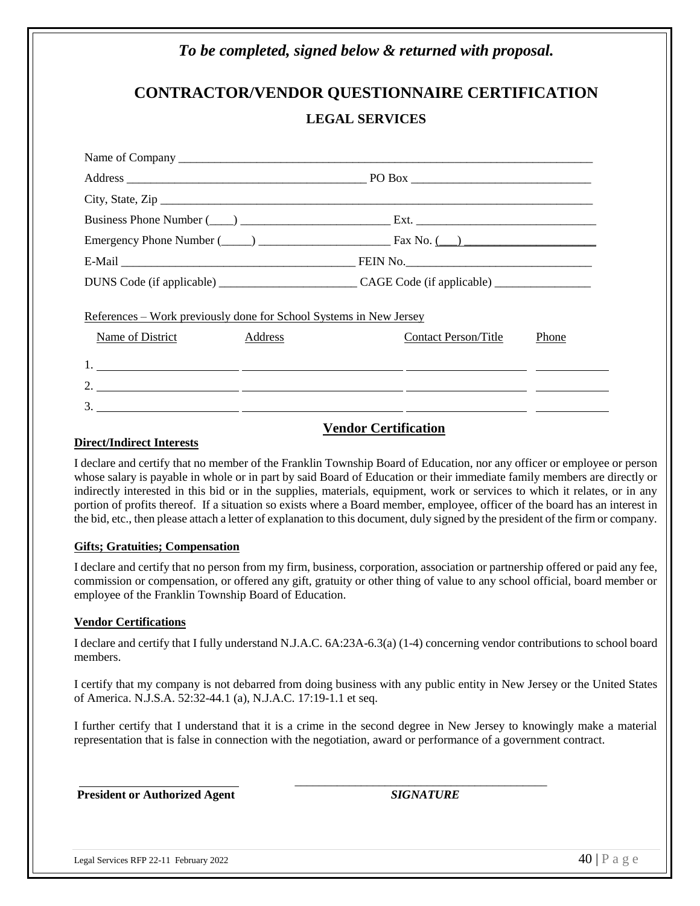*To be completed, signed below & returned with proposal.*

# CONTRACTOR/VENDOR QUESTIONNAIRE CERTIFICATION

## LEGAL SERVICES

Name of Company ______________________________________________________________________

Address ________________________________________ PO Box ______________________________

City, State, Zip ________________________________________________________________________

Business Phone Number (____) _________________________ Ext. _______________________________

Emergency Phone Number (_____) ______________________ Fax No. (___) _______________________

E-Mail _______________________________________ FEIN No.________________________________

DUNS Code (if applicable) _______________________ CAGE Code (if applicable) _________________

References – Work previously done for School Systems in New Jersey

| Name of District | Address | Contact Person/Title | Phone |
|---|---|---|---|
| 1. | | | |
| 2. | | | |
| 3. | | | |

## Vendor Certification

**Direct/Indirect Interests**

I declare and certify that no member of the Franklin Township Board of Education, nor any officer or employee or person whose salary is payable in whole or in part by said Board of Education or their immediate family members are directly or indirectly interested in this bid or in the supplies, materials, equipment, work or services to which it relates, or in any portion of profits thereof. If a situation so exists where a Board member, employee, officer of the board has an interest in the bid, etc., then please attach a letter of explanation to this document, duly signed by the president of the firm or company.

**Gifts; Gratuities; Compensation**

I declare and certify that no person from my firm, business, corporation, association or partnership offered or paid any fee, commission or compensation, or offered any gift, gratuity or other thing of value to any school official, board member or employee of the Franklin Township Board of Education.

**Vendor Certifications**

I declare and certify that I fully understand N.J.A.C. 6A:23A-6.3(a) (1-4) concerning vendor contributions to school board members.

I certify that my company is not debarred from doing business with any public entity in New Jersey or the United States of America. N.J.S.A. 52:32-44.1 (a), N.J.A.C. 17:19-1.1 et seq.

I further certify that I understand that it is a crime in the second degree in New Jersey to knowingly make a material representation that is false in connection with the negotiation, award or performance of a government contract.

__________________________ &nbsp;&nbsp;&nbsp;&nbsp;&nbsp;&nbsp;&nbsp;&nbsp; __________________________________________

**President or Authorized Agent** &nbsp;&nbsp;&nbsp;&nbsp;&nbsp;&nbsp;&nbsp;&nbsp; ***SIGNATURE***

Legal Services RFP 22-11 February 2022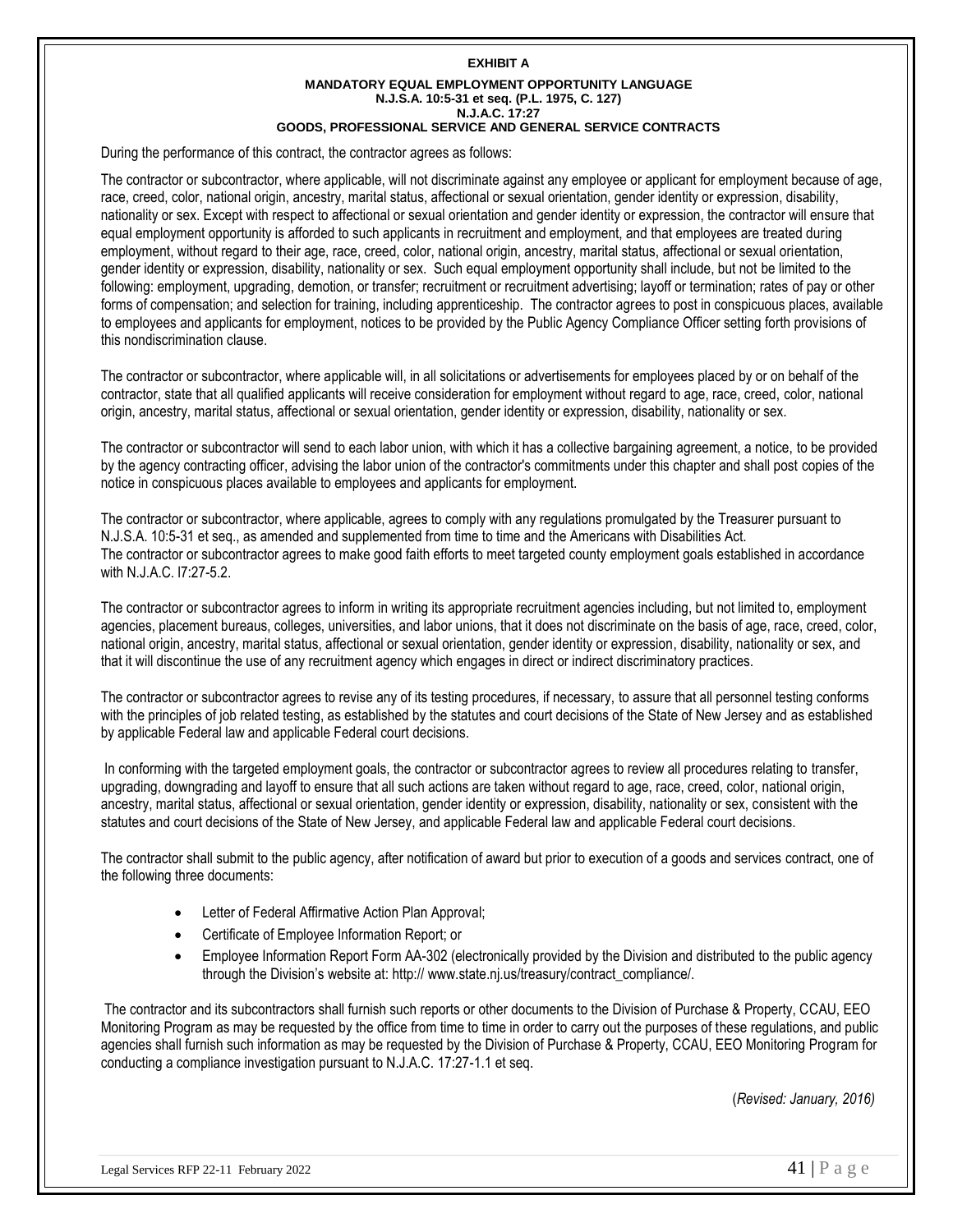**EXHIBIT A**

**MANDATORY EQUAL EMPLOYMENT OPPORTUNITY LANGUAGE**
**N.J.S.A. 10:5-31 et seq. (P.L. 1975, C. 127)**
**N.J.A.C. 17:27**
**GOODS, PROFESSIONAL SERVICE AND GENERAL SERVICE CONTRACTS**

During the performance of this contract, the contractor agrees as follows:

The contractor or subcontractor, where applicable, will not discriminate against any employee or applicant for employment because of age, race, creed, color, national origin, ancestry, marital status, affectional or sexual orientation, gender identity or expression, disability, nationality or sex. Except with respect to affectional or sexual orientation and gender identity or expression, the contractor will ensure that equal employment opportunity is afforded to such applicants in recruitment and employment, and that employees are treated during employment, without regard to their age, race, creed, color, national origin, ancestry, marital status, affectional or sexual orientation, gender identity or expression, disability, nationality or sex. Such equal employment opportunity shall include, but not be limited to the following: employment, upgrading, demotion, or transfer; recruitment or recruitment advertising; layoff or termination; rates of pay or other forms of compensation; and selection for training, including apprenticeship. The contractor agrees to post in conspicuous places, available to employees and applicants for employment, notices to be provided by the Public Agency Compliance Officer setting forth provisions of this nondiscrimination clause.

The contractor or subcontractor, where applicable will, in all solicitations or advertisements for employees placed by or on behalf of the contractor, state that all qualified applicants will receive consideration for employment without regard to age, race, creed, color, national origin, ancestry, marital status, affectional or sexual orientation, gender identity or expression, disability, nationality or sex.

The contractor or subcontractor will send to each labor union, with which it has a collective bargaining agreement, a notice, to be provided by the agency contracting officer, advising the labor union of the contractor's commitments under this chapter and shall post copies of the notice in conspicuous places available to employees and applicants for employment.

The contractor or subcontractor, where applicable, agrees to comply with any regulations promulgated by the Treasurer pursuant to N.J.S.A. 10:5-31 et seq., as amended and supplemented from time to time and the Americans with Disabilities Act.
The contractor or subcontractor agrees to make good faith efforts to meet targeted county employment goals established in accordance with N.J.A.C. l7:27-5.2.

The contractor or subcontractor agrees to inform in writing its appropriate recruitment agencies including, but not limited to, employment agencies, placement bureaus, colleges, universities, and labor unions, that it does not discriminate on the basis of age, race, creed, color, national origin, ancestry, marital status, affectional or sexual orientation, gender identity or expression, disability, nationality or sex, and that it will discontinue the use of any recruitment agency which engages in direct or indirect discriminatory practices.

The contractor or subcontractor agrees to revise any of its testing procedures, if necessary, to assure that all personnel testing conforms with the principles of job related testing, as established by the statutes and court decisions of the State of New Jersey and as established by applicable Federal law and applicable Federal court decisions.

In conforming with the targeted employment goals, the contractor or subcontractor agrees to review all procedures relating to transfer, upgrading, downgrading and layoff to ensure that all such actions are taken without regard to age, race, creed, color, national origin, ancestry, marital status, affectional or sexual orientation, gender identity or expression, disability, nationality or sex, consistent with the statutes and court decisions of the State of New Jersey, and applicable Federal law and applicable Federal court decisions.

The contractor shall submit to the public agency, after notification of award but prior to execution of a goods and services contract, one of the following three documents:

- Letter of Federal Affirmative Action Plan Approval;
- Certificate of Employee Information Report; or
- Employee Information Report Form AA-302 (electronically provided by the Division and distributed to the public agency through the Division's website at: http:// www.state.nj.us/treasury/contract_compliance/.

The contractor and its subcontractors shall furnish such reports or other documents to the Division of Purchase & Property, CCAU, EEO Monitoring Program as may be requested by the office from time to time in order to carry out the purposes of these regulations, and public agencies shall furnish such information as may be requested by the Division of Purchase & Property, CCAU, EEO Monitoring Program for conducting a compliance investigation pursuant to N.J.A.C. 17:27-1.1 et seq.

(*Revised: January, 2016)*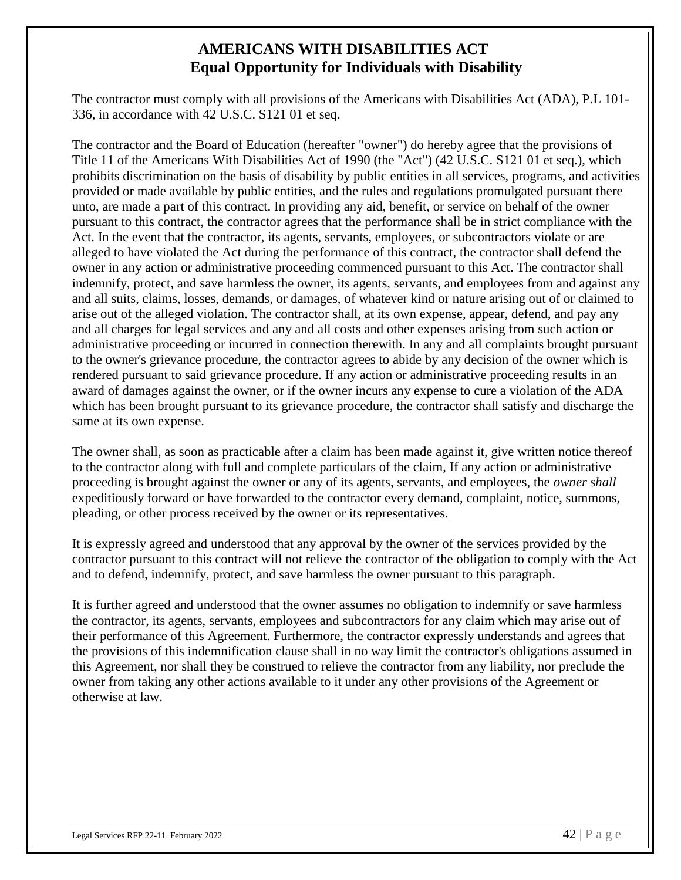# AMERICANS WITH DISABILITIES ACT
## Equal Opportunity for Individuals with Disability

The contractor must comply with all provisions of the Americans with Disabilities Act (ADA), P.L 101-336, in accordance with 42 U.S.C. S121 01 et seq.

The contractor and the Board of Education (hereafter "owner") do hereby agree that the provisions of Title 11 of the Americans With Disabilities Act of 1990 (the "Act") (42 U.S.C. S121 01 et seq.), which prohibits discrimination on the basis of disability by public entities in all services, programs, and activities provided or made available by public entities, and the rules and regulations promulgated pursuant there unto, are made a part of this contract. In providing any aid, benefit, or service on behalf of the owner pursuant to this contract, the contractor agrees that the performance shall be in strict compliance with the Act. In the event that the contractor, its agents, servants, employees, or subcontractors violate or are alleged to have violated the Act during the performance of this contract, the contractor shall defend the owner in any action or administrative proceeding commenced pursuant to this Act. The contractor shall indemnify, protect, and save harmless the owner, its agents, servants, and employees from and against any and all suits, claims, losses, demands, or damages, of whatever kind or nature arising out of or claimed to arise out of the alleged violation. The contractor shall, at its own expense, appear, defend, and pay any and all charges for legal services and any and all costs and other expenses arising from such action or administrative proceeding or incurred in connection therewith. In any and all complaints brought pursuant to the owner's grievance procedure, the contractor agrees to abide by any decision of the owner which is rendered pursuant to said grievance procedure. If any action or administrative proceeding results in an award of damages against the owner, or if the owner incurs any expense to cure a violation of the ADA which has been brought pursuant to its grievance procedure, the contractor shall satisfy and discharge the same at its own expense.

The owner shall, as soon as practicable after a claim has been made against it, give written notice thereof to the contractor along with full and complete particulars of the claim, If any action or administrative proceeding is brought against the owner or any of its agents, servants, and employees, the *owner shall* expeditiously forward or have forwarded to the contractor every demand, complaint, notice, summons, pleading, or other process received by the owner or its representatives.

It is expressly agreed and understood that any approval by the owner of the services provided by the contractor pursuant to this contract will not relieve the contractor of the obligation to comply with the Act and to defend, indemnify, protect, and save harmless the owner pursuant to this paragraph.

It is further agreed and understood that the owner assumes no obligation to indemnify or save harmless the contractor, its agents, servants, employees and subcontractors for any claim which may arise out of their performance of this Agreement. Furthermore, the contractor expressly understands and agrees that the provisions of this indemnification clause shall in no way limit the contractor's obligations assumed in this Agreement, nor shall they be construed to relieve the contractor from any liability, nor preclude the owner from taking any other actions available to it under any other provisions of the Agreement or otherwise at law.